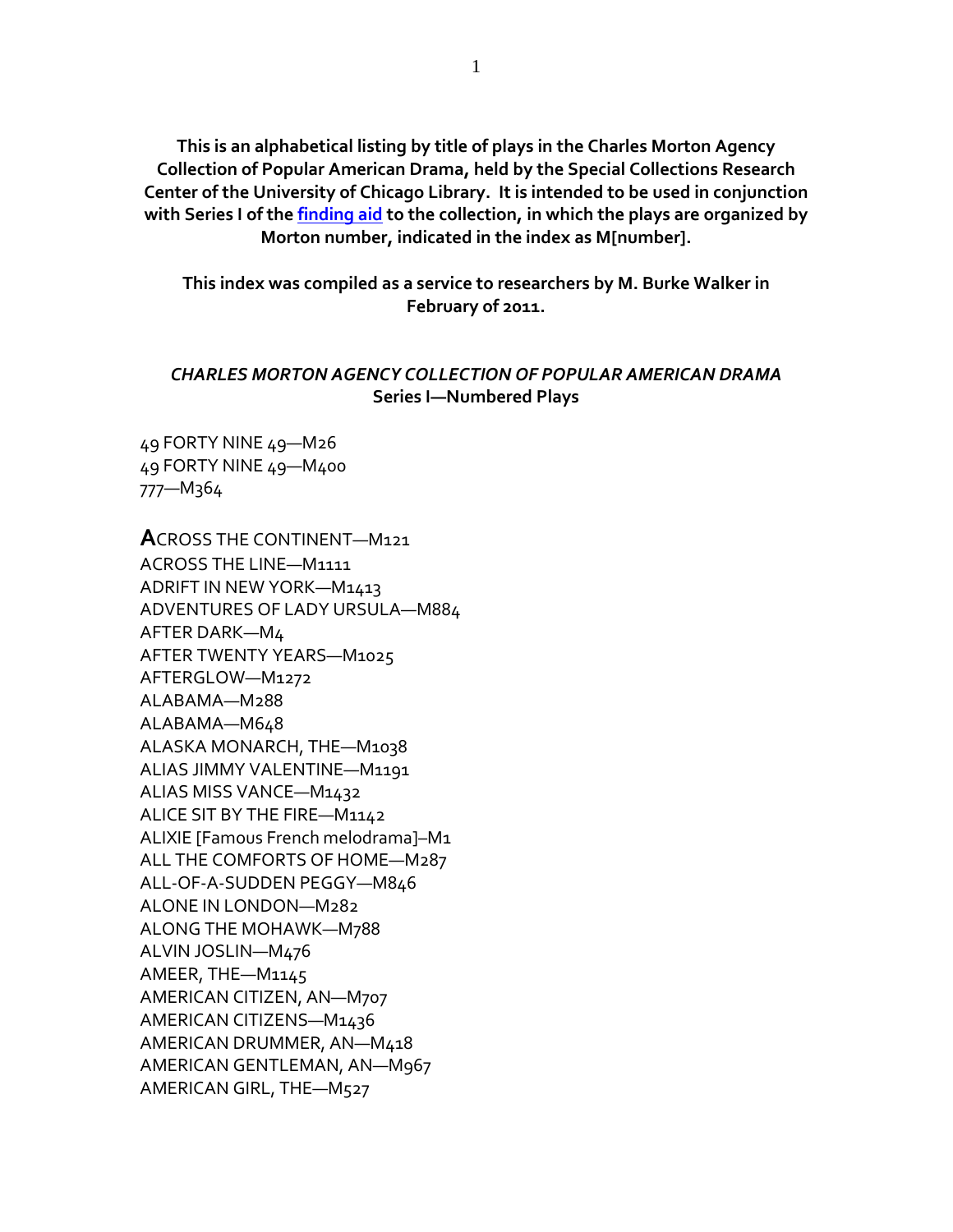**This is an alphabetical listing by title of plays in the Charles Morton Agency Collection of Popular American Drama, held by the Special Collections Research Center of the University of Chicago Library. It is intended to be used in conjunction with Series I of the finding aid to the collection, in which the plays are organized by Morton number, indicated in the index as M[number].**

**This index was compiled as a service to researchers by M. Burke Walker in February of 2011.**

***CHARLES MORTON AGENCY COLLECTION OF POPULAR AMERICAN DRAMA***
**Series I—Numbered Plays**

49 FORTY NINE 49—M26
49 FORTY NINE 49—M400
777—M364

**A**CROSS THE CONTINENT—M121
ACROSS THE LINE—M1111
ADRIFT IN NEW YORK—M1413
ADVENTURES OF LADY URSULA—M884
AFTER DARK—M4
AFTER TWENTY YEARS—M1025
AFTERGLOW—M1272
ALABAMA—M288
ALABAMA—M648
ALASKA MONARCH, THE—M1038
ALIAS JIMMY VALENTINE—M1191
ALIAS MISS VANCE—M1432
ALICE SIT BY THE FIRE—M1142
ALIXIE [Famous French melodrama]–M1
ALL THE COMFORTS OF HOME—M287
ALL-OF-A-SUDDEN PEGGY—M846
ALONE IN LONDON—M282
ALONG THE MOHAWK—M788
ALVIN JOSLIN—M476
AMEER, THE—M1145
AMERICAN CITIZEN, AN—M707
AMERICAN CITIZENS—M1436
AMERICAN DRUMMER, AN—M418
AMERICAN GENTLEMAN, AN—M967
AMERICAN GIRL, THE—M527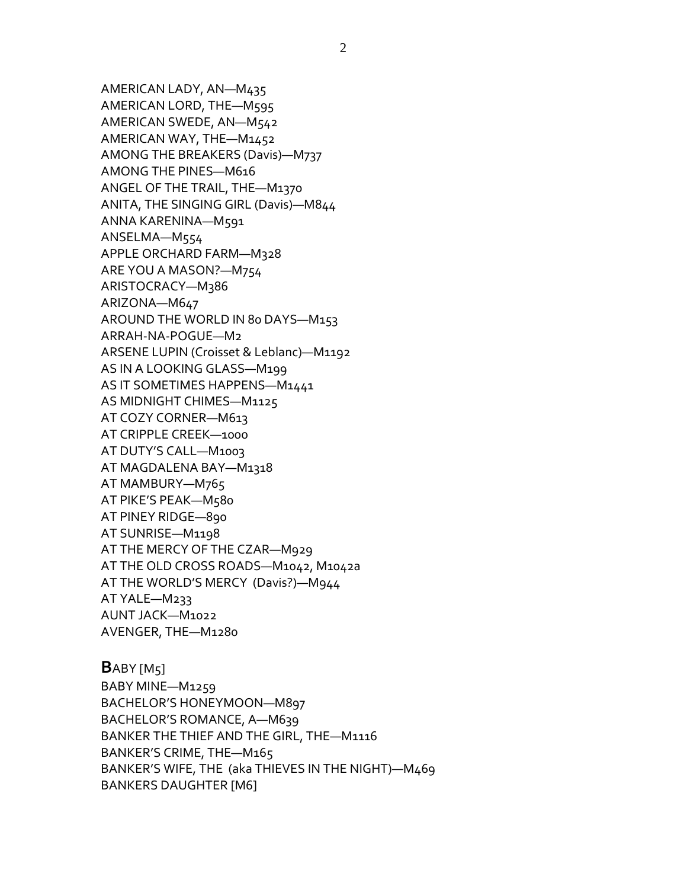AMERICAN LADY, AN—M435
AMERICAN LORD, THE—M595
AMERICAN SWEDE, AN—M542
AMERICAN WAY, THE—M1452
AMONG THE BREAKERS (Davis)—M737
AMONG THE PINES—M616
ANGEL OF THE TRAIL, THE—M1370
ANITA, THE SINGING GIRL (Davis)—M844
ANNA KARENINA—M591
ANSELMA—M554
APPLE ORCHARD FARM—M328
ARE YOU A MASON?—M754
ARISTOCRACY—M386
ARIZONA—M647
AROUND THE WORLD IN 80 DAYS—M153
ARRAH-NA-POGUE—M2
ARSENE LUPIN (Croisset & Leblanc)—M1192
AS IN A LOOKING GLASS—M199
AS IT SOMETIMES HAPPENS—M1441
AS MIDNIGHT CHIMES—M1125
AT COZY CORNER—M613
AT CRIPPLE CREEK—1000
AT DUTY'S CALL—M1003
AT MAGDALENA BAY—M1318
AT MAMBURY—M765
AT PIKE'S PEAK—M580
AT PINEY RIDGE—890
AT SUNRISE—M1198
AT THE MERCY OF THE CZAR—M929
AT THE OLD CROSS ROADS—M1042, M1042a
AT THE WORLD'S MERCY (Davis?)—M944
AT YALE—M233
AUNT JACK—M1022
AVENGER, THE—M1280

**B**ABY [M5]
BABY MINE—M1259
BACHELOR'S HONEYMOON—M897
BACHELOR'S ROMANCE, A—M639
BANKER THE THIEF AND THE GIRL, THE—M1116
BANKER'S CRIME, THE—M165
BANKER'S WIFE, THE (aka THIEVES IN THE NIGHT)—M469
BANKERS DAUGHTER [M6]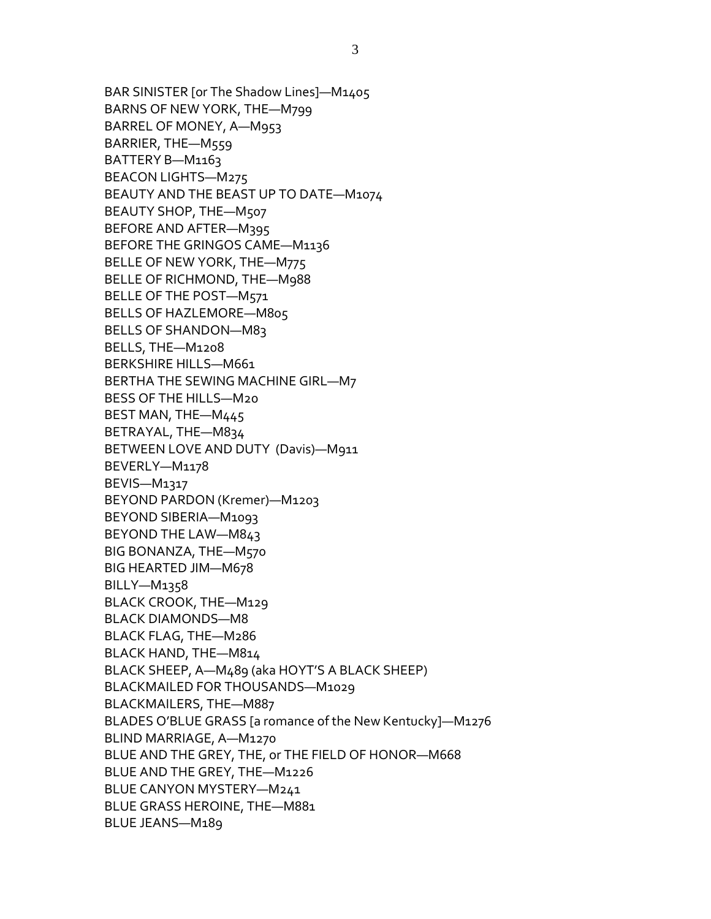BAR SINISTER [or The Shadow Lines]—M1405
BARNS OF NEW YORK, THE—M799
BARREL OF MONEY, A—M953
BARRIER, THE—M559
BATTERY B—M1163
BEACON LIGHTS—M275
BEAUTY AND THE BEAST UP TO DATE—M1074
BEAUTY SHOP, THE—M507
BEFORE AND AFTER—M395
BEFORE THE GRINGOS CAME—M1136
BELLE OF NEW YORK, THE—M775
BELLE OF RICHMOND, THE—M988
BELLE OF THE POST—M571
BELLS OF HAZLEMORE—M805
BELLS OF SHANDON—M83
BELLS, THE—M1208
BERKSHIRE HILLS—M661
BERTHA THE SEWING MACHINE GIRL—M7
BESS OF THE HILLS—M20
BEST MAN, THE—M445
BETRAYAL, THE—M834
BETWEEN LOVE AND DUTY (Davis)—M911
BEVERLY—M1178
BEVIS—M1317
BEYOND PARDON (Kremer)—M1203
BEYOND SIBERIA—M1093
BEYOND THE LAW—M843
BIG BONANZA, THE—M570
BIG HEARTED JIM—M678
BILLY—M1358
BLACK CROOK, THE—M129
BLACK DIAMONDS—M8
BLACK FLAG, THE—M286
BLACK HAND, THE—M814
BLACK SHEEP, A—M489 (aka HOYT'S A BLACK SHEEP)
BLACKMAILED FOR THOUSANDS—M1029
BLACKMAILERS, THE—M887
BLADES O'BLUE GRASS [a romance of the New Kentucky]—M1276
BLIND MARRIAGE, A—M1270
BLUE AND THE GREY, THE, or THE FIELD OF HONOR—M668
BLUE AND THE GREY, THE—M1226
BLUE CANYON MYSTERY—M241
BLUE GRASS HEROINE, THE—M881
BLUE JEANS—M189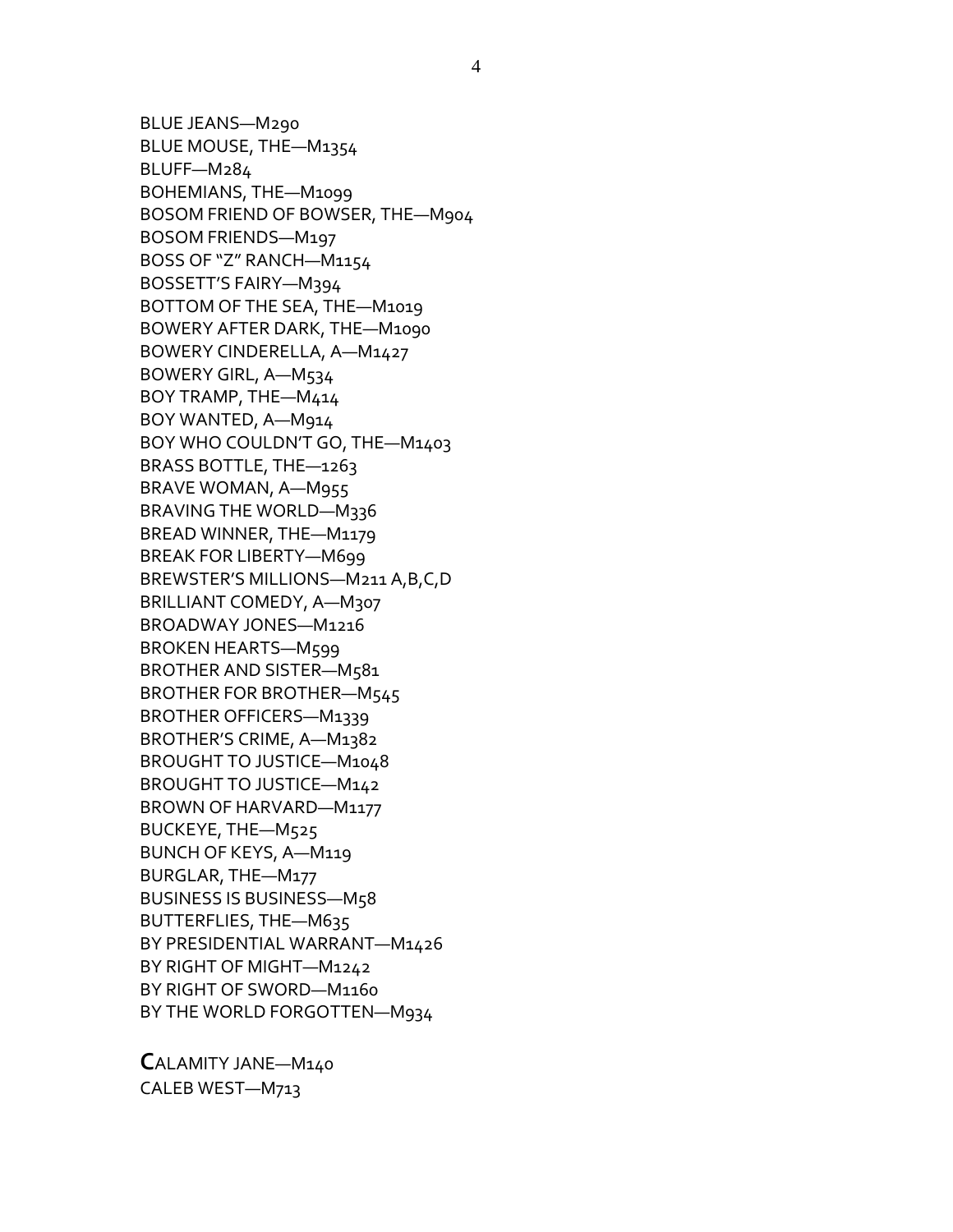BLUE JEANS—M290
BLUE MOUSE, THE—M1354
BLUFF—M284
BOHEMIANS, THE—M1099
BOSOM FRIEND OF BOWSER, THE—M904
BOSOM FRIENDS—M197
BOSS OF "Z" RANCH—M1154
BOSSETT'S FAIRY—M394
BOTTOM OF THE SEA, THE—M1019
BOWERY AFTER DARK, THE—M1090
BOWERY CINDERELLA, A—M1427
BOWERY GIRL, A—M534
BOY TRAMP, THE—M414
BOY WANTED, A—M914
BOY WHO COULDN'T GO, THE—M1403
BRASS BOTTLE, THE—1263
BRAVE WOMAN, A—M955
BRAVING THE WORLD—M336
BREAD WINNER, THE—M1179
BREAK FOR LIBERTY—M699
BREWSTER'S MILLIONS—M211 A,B,C,D
BRILLIANT COMEDY, A—M307
BROADWAY JONES—M1216
BROKEN HEARTS—M599
BROTHER AND SISTER—M581
BROTHER FOR BROTHER—M545
BROTHER OFFICERS—M1339
BROTHER'S CRIME, A—M1382
BROUGHT TO JUSTICE—M1048
BROUGHT TO JUSTICE—M142
BROWN OF HARVARD—M1177
BUCKEYE, THE—M525
BUNCH OF KEYS, A—M119
BURGLAR, THE—M177
BUSINESS IS BUSINESS—M58
BUTTERFLIES, THE—M635
BY PRESIDENTIAL WARRANT—M1426
BY RIGHT OF MIGHT—M1242
BY RIGHT OF SWORD—M1160
BY THE WORLD FORGOTTEN—M934

**C**ALAMITY JANE—M140
CALEB WEST—M713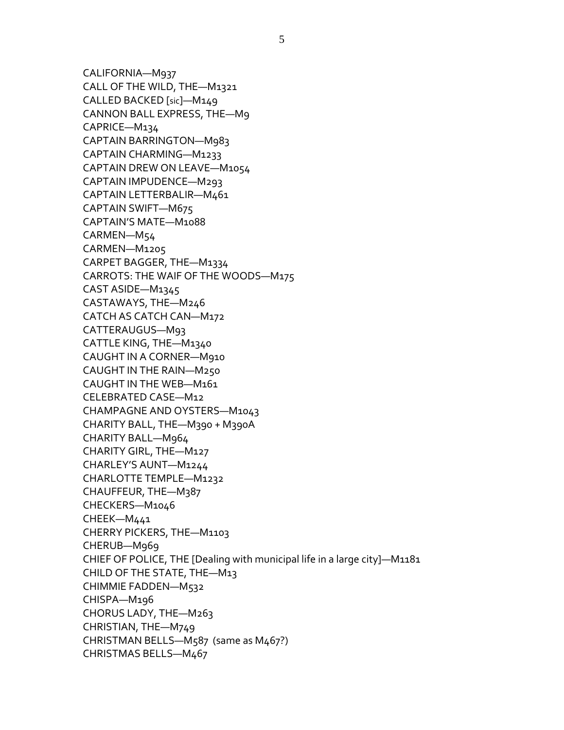CALIFORNIA—M937
CALL OF THE WILD, THE—M1321
CALLED BACKED [sic]—M149
CANNON BALL EXPRESS, THE—M9
CAPRICE—M134
CAPTAIN BARRINGTON—M983
CAPTAIN CHARMING—M1233
CAPTAIN DREW ON LEAVE—M1054
CAPTAIN IMPUDENCE—M293
CAPTAIN LETTERBALIR—M461
CAPTAIN SWIFT—M675
CAPTAIN'S MATE—M1088
CARMEN—M54
CARMEN—M1205
CARPET BAGGER, THE—M1334
CARROTS: THE WAIF OF THE WOODS—M175
CAST ASIDE—M1345
CASTAWAYS, THE—M246
CATCH AS CATCH CAN—M172
CATTERAUGUS—M93
CATTLE KING, THE—M1340
CAUGHT IN A CORNER—M910
CAUGHT IN THE RAIN—M250
CAUGHT IN THE WEB—M161
CELEBRATED CASE—M12
CHAMPAGNE AND OYSTERS—M1043
CHARITY BALL, THE—M390 + M390A
CHARITY BALL—M964
CHARITY GIRL, THE—M127
CHARLEY'S AUNT—M1244
CHARLOTTE TEMPLE—M1232
CHAUFFEUR, THE—M387
CHECKERS—M1046
CHEEK—M441
CHERRY PICKERS, THE—M1103
CHERUB—M969
CHIEF OF POLICE, THE [Dealing with municipal life in a large city]—M1181
CHILD OF THE STATE, THE—M13
CHIMMIE FADDEN—M532
CHISPA—M196
CHORUS LADY, THE—M263
CHRISTIAN, THE—M749
CHRISTMAN BELLS—M587 (same as M467?)
CHRISTMAS BELLS—M467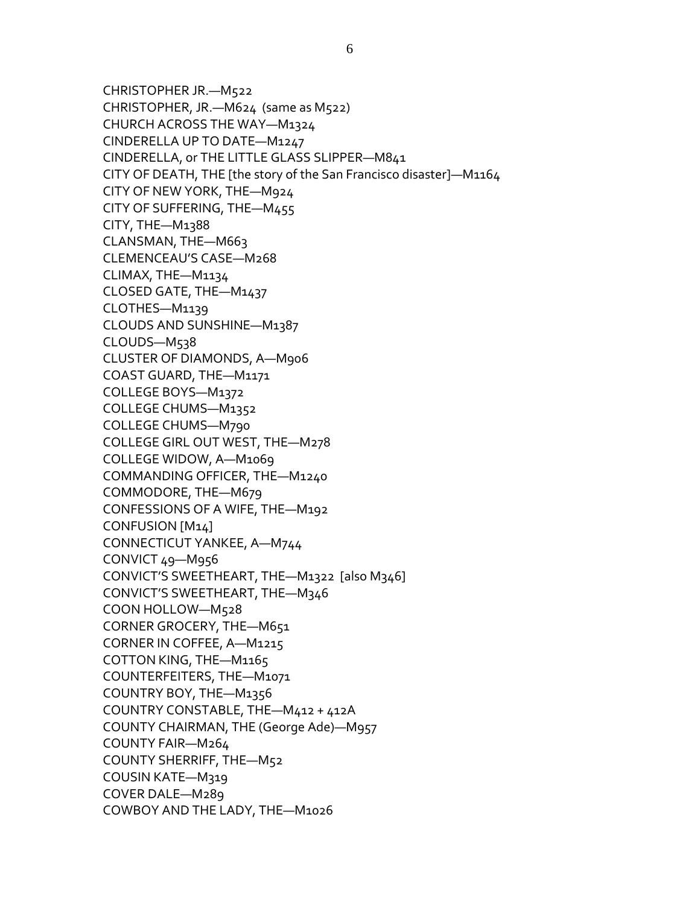CHRISTOPHER JR.—M522
CHRISTOPHER, JR.—M624 (same as M522)
CHURCH ACROSS THE WAY—M1324
CINDERELLA UP TO DATE—M1247
CINDERELLA, or THE LITTLE GLASS SLIPPER—M841
CITY OF DEATH, THE [the story of the San Francisco disaster]—M1164
CITY OF NEW YORK, THE—M924
CITY OF SUFFERING, THE—M455
CITY, THE—M1388
CLANSMAN, THE—M663
CLEMENCEAU'S CASE—M268
CLIMAX, THE—M1134
CLOSED GATE, THE—M1437
CLOTHES—M1139
CLOUDS AND SUNSHINE—M1387
CLOUDS—M538
CLUSTER OF DIAMONDS, A—M906
COAST GUARD, THE—M1171
COLLEGE BOYS—M1372
COLLEGE CHUMS—M1352
COLLEGE CHUMS—M790
COLLEGE GIRL OUT WEST, THE—M278
COLLEGE WIDOW, A—M1069
COMMANDING OFFICER, THE—M1240
COMMODORE, THE—M679
CONFESSIONS OF A WIFE, THE—M192
CONFUSION [M14]
CONNECTICUT YANKEE, A—M744
CONVICT 49—M956
CONVICT'S SWEETHEART, THE—M1322 [also M346]
CONVICT'S SWEETHEART, THE—M346
COON HOLLOW—M528
CORNER GROCERY, THE—M651
CORNER IN COFFEE, A—M1215
COTTON KING, THE—M1165
COUNTERFEITERS, THE—M1071
COUNTRY BOY, THE—M1356
COUNTRY CONSTABLE, THE—M412 + 412A
COUNTY CHAIRMAN, THE (George Ade)—M957
COUNTY FAIR—M264
COUNTY SHERRIFF, THE—M52
COUSIN KATE—M319
COVER DALE—M289
COWBOY AND THE LADY, THE—M1026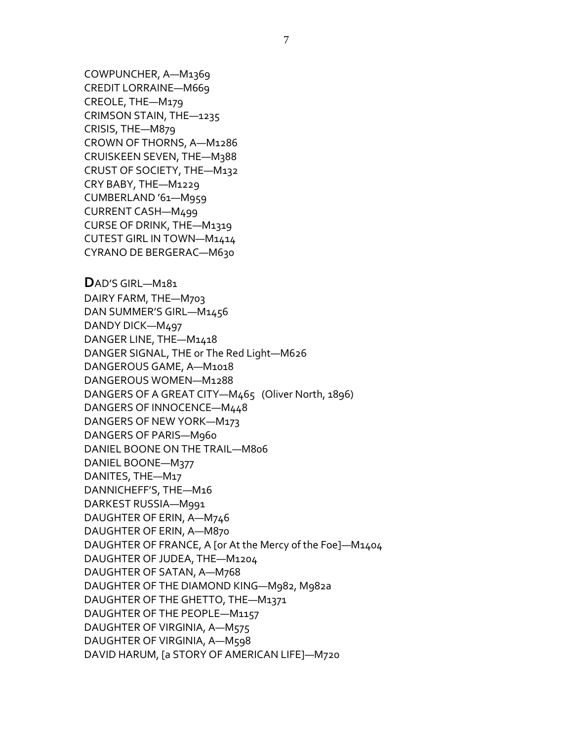COWPUNCHER, A—M1369
CREDIT LORRAINE—M669
CREOLE, THE—M179
CRIMSON STAIN, THE—1235
CRISIS, THE—M879
CROWN OF THORNS, A—M1286
CRUISKEEN SEVEN, THE—M388
CRUST OF SOCIETY, THE—M132
CRY BABY, THE—M1229
CUMBERLAND '61—M959
CURRENT CASH—M499
CURSE OF DRINK, THE—M1319
CUTEST GIRL IN TOWN—M1414
CYRANO DE BERGERAC—M630

**D**AD'S GIRL—M181
DAIRY FARM, THE—M703
DAN SUMMER'S GIRL—M1456
DANDY DICK—M497
DANGER LINE, THE—M1418
DANGER SIGNAL, THE or The Red Light—M626
DANGEROUS GAME, A—M1018
DANGEROUS WOMEN—M1288
DANGERS OF A GREAT CITY—M465 (Oliver North, 1896)
DANGERS OF INNOCENCE—M448
DANGERS OF NEW YORK—M173
DANGERS OF PARIS—M960
DANIEL BOONE ON THE TRAIL—M806
DANIEL BOONE—M377
DANITES, THE—M17
DANNICHEFF'S, THE—M16
DARKEST RUSSIA—M991
DAUGHTER OF ERIN, A—M746
DAUGHTER OF ERIN, A—M870
DAUGHTER OF FRANCE, A [or At the Mercy of the Foe]—M1404
DAUGHTER OF JUDEA, THE—M1204
DAUGHTER OF SATAN, A—M768
DAUGHTER OF THE DIAMOND KING—M982, M982a
DAUGHTER OF THE GHETTO, THE—M1371
DAUGHTER OF THE PEOPLE—M1157
DAUGHTER OF VIRGINIA, A—M575
DAUGHTER OF VIRGINIA, A—M598
DAVID HARUM, [a STORY OF AMERICAN LIFE]—M720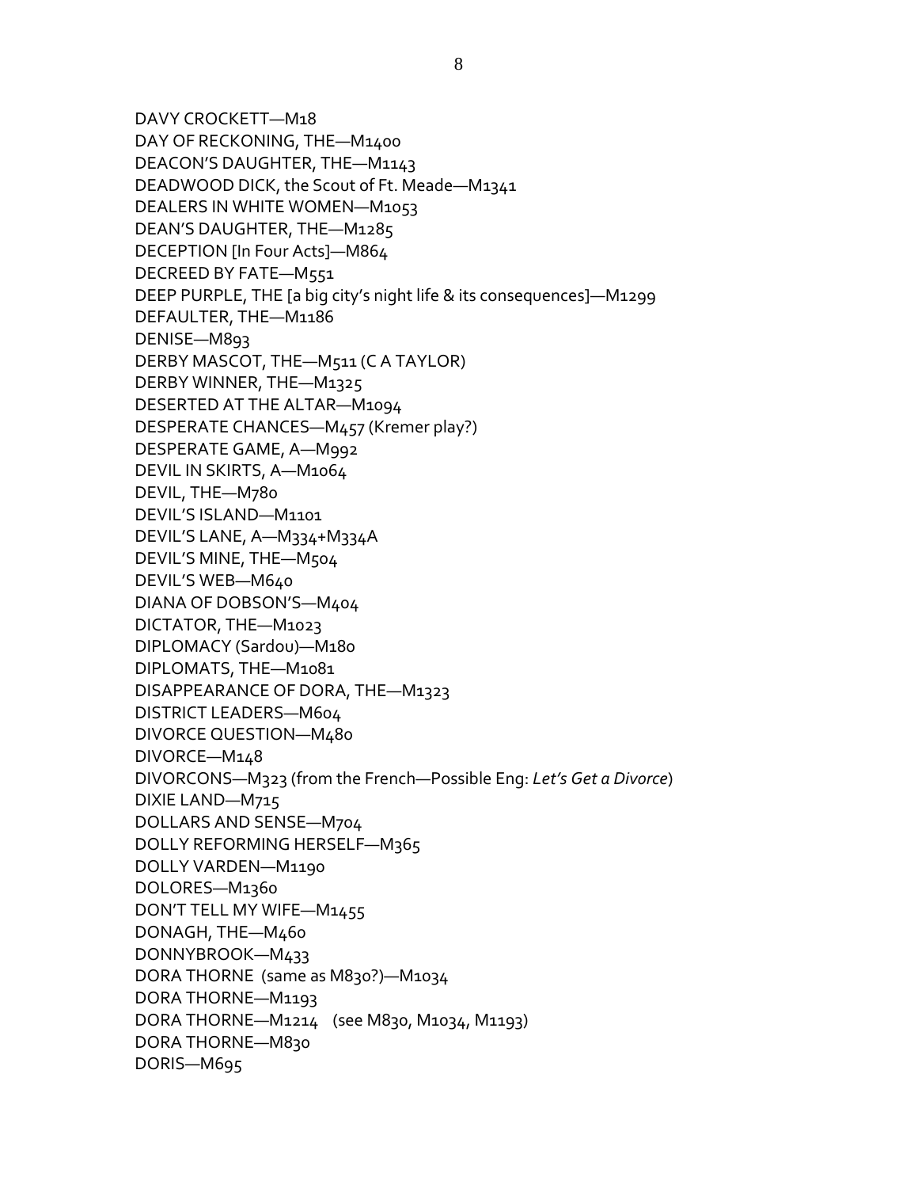DAVY CROCKETT—M18
DAY OF RECKONING, THE—M1400
DEACON'S DAUGHTER, THE—M1143
DEADWOOD DICK, the Scout of Ft. Meade—M1341
DEALERS IN WHITE WOMEN—M1053
DEAN'S DAUGHTER, THE—M1285
DECEPTION [In Four Acts]—M864
DECREED BY FATE—M551
DEEP PURPLE, THE [a big city's night life & its consequences]—M1299
DEFAULTER, THE—M1186
DENISE—M893
DERBY MASCOT, THE—M511 (C A TAYLOR)
DERBY WINNER, THE—M1325
DESERTED AT THE ALTAR—M1094
DESPERATE CHANCES—M457 (Kremer play?)
DESPERATE GAME, A—M992
DEVIL IN SKIRTS, A—M1064
DEVIL, THE—M780
DEVIL'S ISLAND—M1101
DEVIL'S LANE, A—M334+M334A
DEVIL'S MINE, THE—M504
DEVIL'S WEB—M640
DIANA OF DOBSON'S—M404
DICTATOR, THE—M1023
DIPLOMACY (Sardou)—M180
DIPLOMATS, THE—M1081
DISAPPEARANCE OF DORA, THE—M1323
DISTRICT LEADERS—M604
DIVORCE QUESTION—M480
DIVORCE—M148
DIVORCONS—M323 (from the French—Possible Eng: *Let's Get a Divorce*)
DIXIE LAND—M715
DOLLARS AND SENSE—M704
DOLLY REFORMING HERSELF—M365
DOLLY VARDEN—M1190
DOLORES—M1360
DON'T TELL MY WIFE—M1455
DONAGH, THE—M460
DONNYBROOK—M433
DORA THORNE (same as M830?)—M1034
DORA THORNE—M1193
DORA THORNE—M1214 (see M830, M1034, M1193)
DORA THORNE—M830
DORIS—M695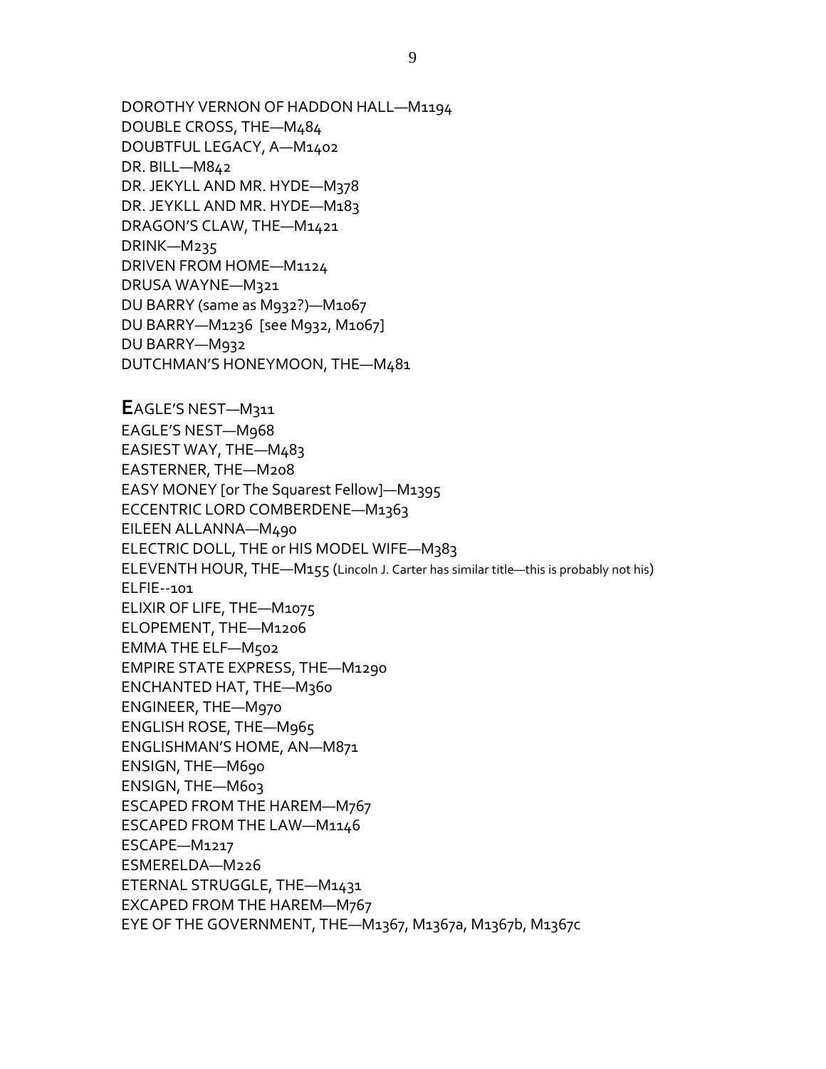DOROTHY VERNON OF HADDON HALL—M1194
DOUBLE CROSS, THE—M484
DOUBTFUL LEGACY, A—M1402
DR. BILL—M842
DR. JEKYLL AND MR. HYDE—M378
DR. JEYKLL AND MR. HYDE—M183
DRAGON'S CLAW, THE—M1421
DRINK—M235
DRIVEN FROM HOME—M1124
DRUSA WAYNE—M321
DU BARRY (same as M932?)—M1067
DU BARRY—M1236 [see M932, M1067]
DU BARRY—M932
DUTCHMAN'S HONEYMOON, THE—M481

**E**AGLE'S NEST—M311
EAGLE'S NEST—M968
EASIEST WAY, THE—M483
EASTERNER, THE—M208
EASY MONEY [or The Squarest Fellow]—M1395
ECCENTRIC LORD COMBERDENE—M1363
EILEEN ALLANNA—M490
ELECTRIC DOLL, THE or HIS MODEL WIFE—M383
ELEVENTH HOUR, THE—M155 (Lincoln J. Carter has similar title—this is probably not his)
ELFIE--101
ELIXIR OF LIFE, THE—M1075
ELOPEMENT, THE—M1206
EMMA THE ELF—M502
EMPIRE STATE EXPRESS, THE—M1290
ENCHANTED HAT, THE—M360
ENGINEER, THE—M970
ENGLISH ROSE, THE—M965
ENGLISHMAN'S HOME, AN—M871
ENSIGN, THE—M690
ENSIGN, THE—M603
ESCAPED FROM THE HAREM—M767
ESCAPED FROM THE LAW—M1146
ESCAPE—M1217
ESMERELDA—M226
ETERNAL STRUGGLE, THE—M1431
EXCAPED FROM THE HAREM—M767
EYE OF THE GOVERNMENT, THE—M1367, M1367a, M1367b, M1367c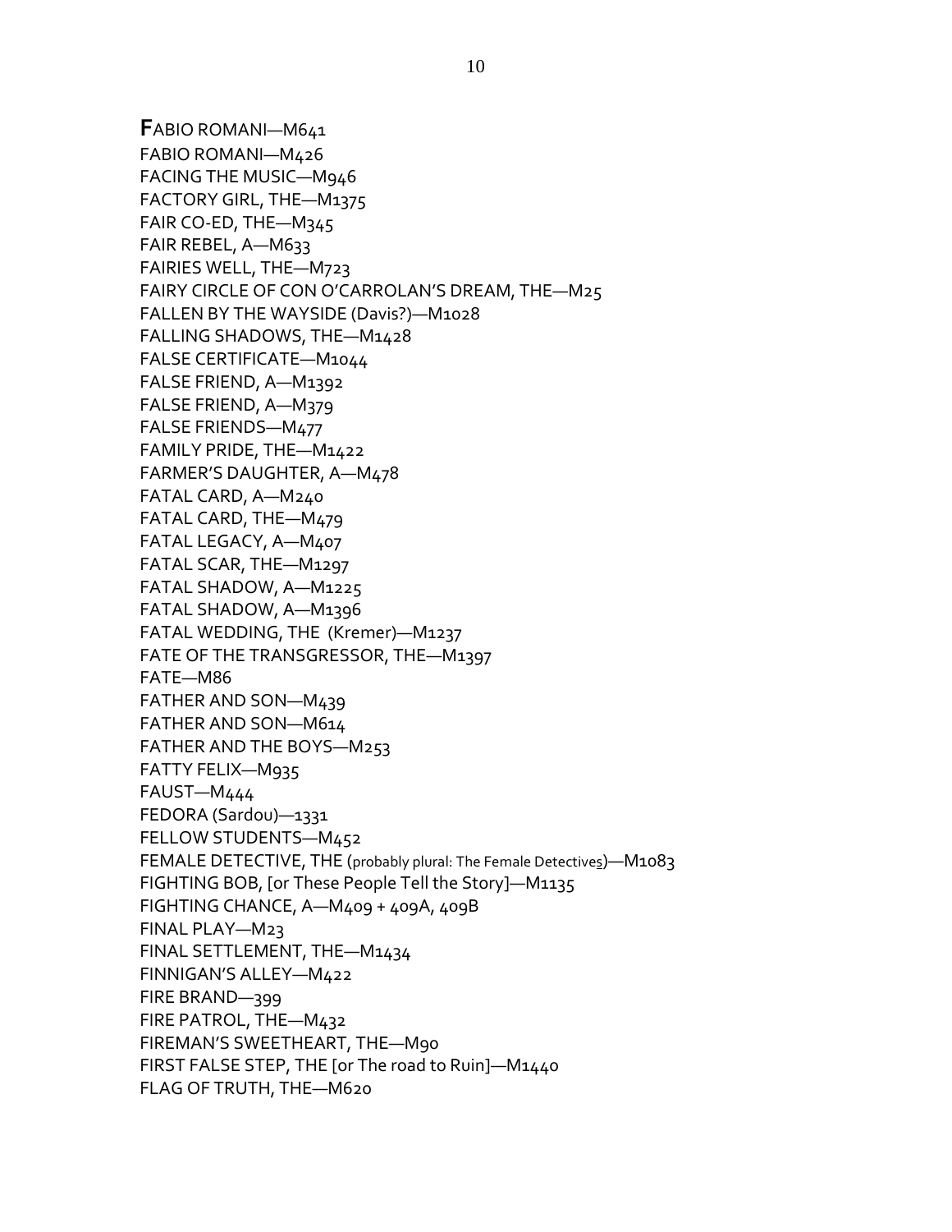**F**ABIO ROMANI—M641
FABIO ROMANI—M426
FACING THE MUSIC—M946
FACTORY GIRL, THE—M1375
FAIR CO-ED, THE—M345
FAIR REBEL, A—M633
FAIRIES WELL, THE—M723
FAIRY CIRCLE OF CON O'CARROLAN'S DREAM, THE—M25
FALLEN BY THE WAYSIDE (Davis?)—M1028
FALLING SHADOWS, THE—M1428
FALSE CERTIFICATE—M1044
FALSE FRIEND, A—M1392
FALSE FRIEND, A—M379
FALSE FRIENDS—M477
FAMILY PRIDE, THE—M1422
FARMER'S DAUGHTER, A—M478
FATAL CARD, A—M240
FATAL CARD, THE—M479
FATAL LEGACY, A—M407
FATAL SCAR, THE—M1297
FATAL SHADOW, A—M1225
FATAL SHADOW, A—M1396
FATAL WEDDING, THE (Kremer)—M1237
FATE OF THE TRANSGRESSOR, THE—M1397
FATE—M86
FATHER AND SON—M439
FATHER AND SON—M614
FATHER AND THE BOYS—M253
FATTY FELIX—M935
FAUST—M444
FEDORA (Sardou)—1331
FELLOW STUDENTS—M452
FEMALE DETECTIVE, THE (probably plural: The Female Detectives)—M1083
FIGHTING BOB, [or These People Tell the Story]—M1135
FIGHTING CHANCE, A—M409 + 409A, 409B
FINAL PLAY—M23
FINAL SETTLEMENT, THE—M1434
FINNIGAN'S ALLEY—M422
FIRE BRAND—399
FIRE PATROL, THE—M432
FIREMAN'S SWEETHEART, THE—M90
FIRST FALSE STEP, THE [or The road to Ruin]—M1440
FLAG OF TRUTH, THE—M620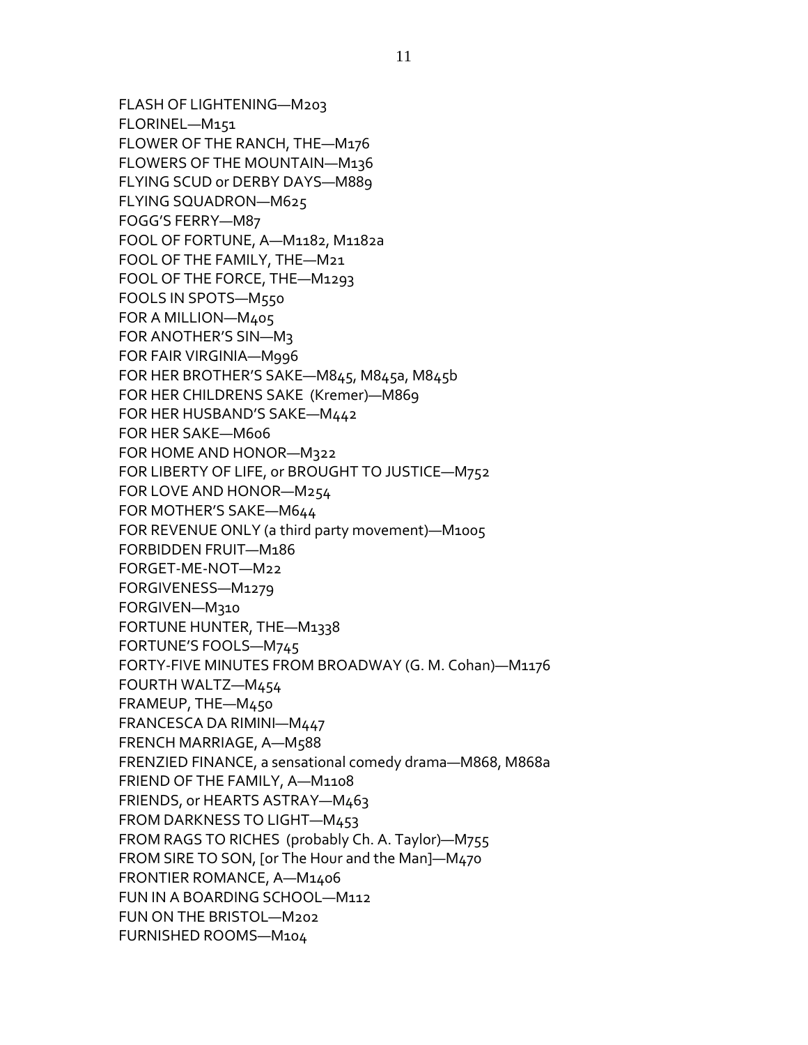FLASH OF LIGHTENING—M203
FLORINEL—M151
FLOWER OF THE RANCH, THE—M176
FLOWERS OF THE MOUNTAIN—M136
FLYING SCUD or DERBY DAYS—M889
FLYING SQUADRON—M625
FOGG'S FERRY—M87
FOOL OF FORTUNE, A—M1182, M1182a
FOOL OF THE FAMILY, THE—M21
FOOL OF THE FORCE, THE—M1293
FOOLS IN SPOTS—M550
FOR A MILLION—M405
FOR ANOTHER'S SIN—M3
FOR FAIR VIRGINIA—M996
FOR HER BROTHER'S SAKE—M845, M845a, M845b
FOR HER CHILDRENS SAKE (Kremer)—M869
FOR HER HUSBAND'S SAKE—M442
FOR HER SAKE—M606
FOR HOME AND HONOR—M322
FOR LIBERTY OF LIFE, or BROUGHT TO JUSTICE—M752
FOR LOVE AND HONOR—M254
FOR MOTHER'S SAKE—M644
FOR REVENUE ONLY (a third party movement)—M1005
FORBIDDEN FRUIT—M186
FORGET-ME-NOT—M22
FORGIVENESS—M1279
FORGIVEN—M310
FORTUNE HUNTER, THE—M1338
FORTUNE'S FOOLS—M745
FORTY-FIVE MINUTES FROM BROADWAY (G. M. Cohan)—M1176
FOURTH WALTZ—M454
FRAMEUP, THE—M450
FRANCESCA DA RIMINI—M447
FRENCH MARRIAGE, A—M588
FRENZIED FINANCE, a sensational comedy drama—M868, M868a
FRIEND OF THE FAMILY, A—M1108
FRIENDS, or HEARTS ASTRAY—M463
FROM DARKNESS TO LIGHT—M453
FROM RAGS TO RICHES (probably Ch. A. Taylor)—M755
FROM SIRE TO SON, [or The Hour and the Man]—M470
FRONTIER ROMANCE, A—M1406
FUN IN A BOARDING SCHOOL—M112
FUN ON THE BRISTOL—M202
FURNISHED ROOMS—M104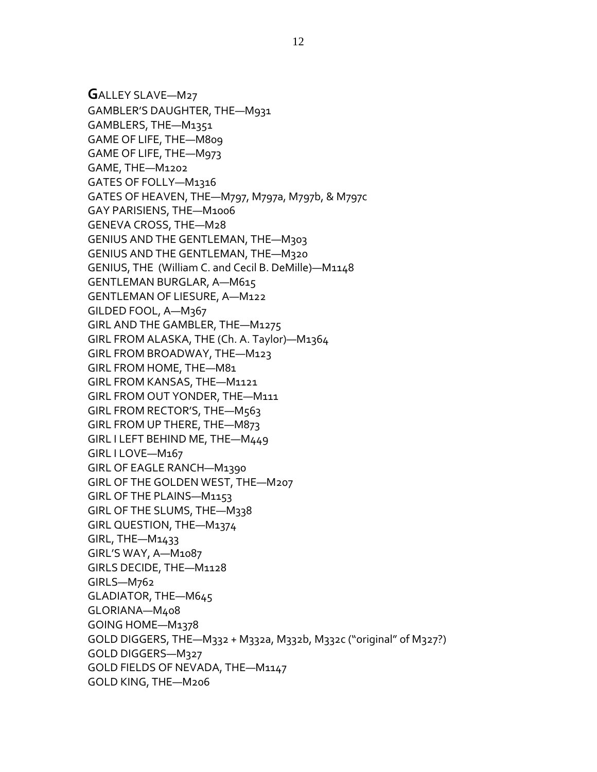GALLEY SLAVE—M27
GAMBLER'S DAUGHTER, THE—M931
GAMBLERS, THE—M1351
GAME OF LIFE, THE—M809
GAME OF LIFE, THE—M973
GAME, THE—M1202
GATES OF FOLLY—M1316
GATES OF HEAVEN, THE—M797, M797a, M797b, & M797c
GAY PARISIENS, THE—M1006
GENEVA CROSS, THE—M28
GENIUS AND THE GENTLEMAN, THE—M303
GENIUS AND THE GENTLEMAN, THE—M320
GENIUS, THE (William C. and Cecil B. DeMille)—M1148
GENTLEMAN BURGLAR, A—M615
GENTLEMAN OF LIESURE, A—M122
GILDED FOOL, A—M367
GIRL AND THE GAMBLER, THE—M1275
GIRL FROM ALASKA, THE (Ch. A. Taylor)—M1364
GIRL FROM BROADWAY, THE—M123
GIRL FROM HOME, THE—M81
GIRL FROM KANSAS, THE—M1121
GIRL FROM OUT YONDER, THE—M111
GIRL FROM RECTOR'S, THE—M563
GIRL FROM UP THERE, THE—M873
GIRL I LEFT BEHIND ME, THE—M449
GIRL I LOVE—M167
GIRL OF EAGLE RANCH—M1390
GIRL OF THE GOLDEN WEST, THE—M207
GIRL OF THE PLAINS—M1153
GIRL OF THE SLUMS, THE—M338
GIRL QUESTION, THE—M1374
GIRL, THE—M1433
GIRL'S WAY, A—M1087
GIRLS DECIDE, THE—M1128
GIRLS—M762
GLADIATOR, THE—M645
GLORIANA—M408
GOING HOME—M1378
GOLD DIGGERS, THE—M332 + M332a, M332b, M332c ("original" of M327?)
GOLD DIGGERS—M327
GOLD FIELDS OF NEVADA, THE—M1147
GOLD KING, THE—M206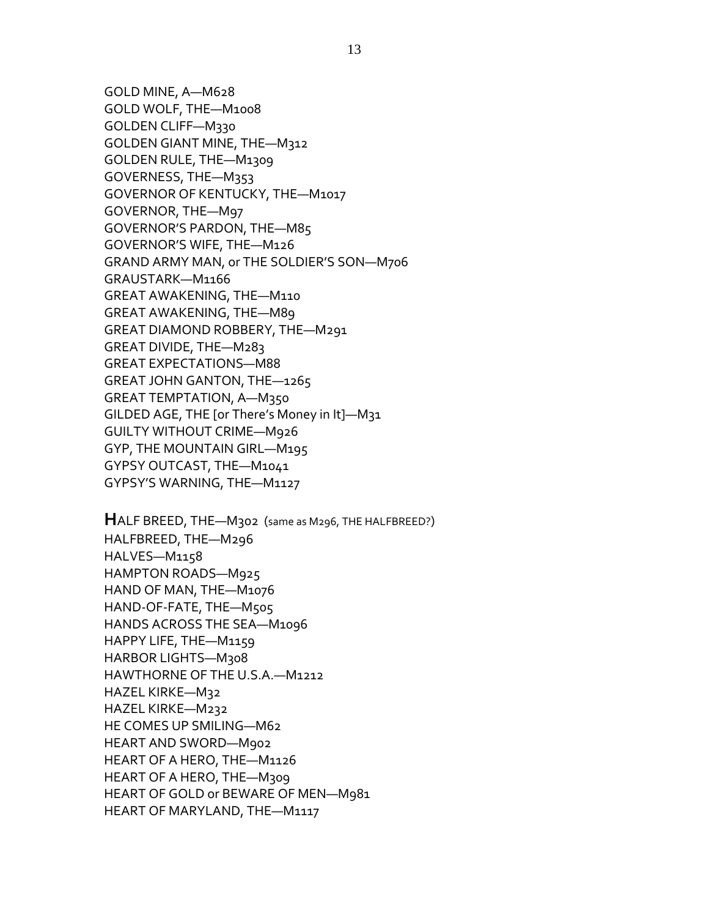GOLD MINE, A—M628
GOLD WOLF, THE—M1008
GOLDEN CLIFF—M330
GOLDEN GIANT MINE, THE—M312
GOLDEN RULE, THE—M1309
GOVERNESS, THE—M353
GOVERNOR OF KENTUCKY, THE—M1017
GOVERNOR, THE—M97
GOVERNOR'S PARDON, THE—M85
GOVERNOR'S WIFE, THE—M126
GRAND ARMY MAN, or THE SOLDIER'S SON—M706
GRAUSTARK—M1166
GREAT AWAKENING, THE—M110
GREAT AWAKENING, THE—M89
GREAT DIAMOND ROBBERY, THE—M291
GREAT DIVIDE, THE—M283
GREAT EXPECTATIONS—M88
GREAT JOHN GANTON, THE—1265
GREAT TEMPTATION, A—M350
GILDED AGE, THE [or There's Money in It]—M31
GUILTY WITHOUT CRIME—M926
GYP, THE MOUNTAIN GIRL—M195
GYPSY OUTCAST, THE—M1041
GYPSY'S WARNING, THE—M1127

**H**ALF BREED, THE—M302 (same as M296, THE HALFBREED?)
HALFBREED, THE—M296
HALVES—M1158
HAMPTON ROADS—M925
HAND OF MAN, THE—M1076
HAND-OF-FATE, THE—M505
HANDS ACROSS THE SEA—M1096
HAPPY LIFE, THE—M1159
HARBOR LIGHTS—M308
HAWTHORNE OF THE U.S.A.—M1212
HAZEL KIRKE—M32
HAZEL KIRKE—M232
HE COMES UP SMILING—M62
HEART AND SWORD—M902
HEART OF A HERO, THE—M1126
HEART OF A HERO, THE—M309
HEART OF GOLD or BEWARE OF MEN—M981
HEART OF MARYLAND, THE—M1117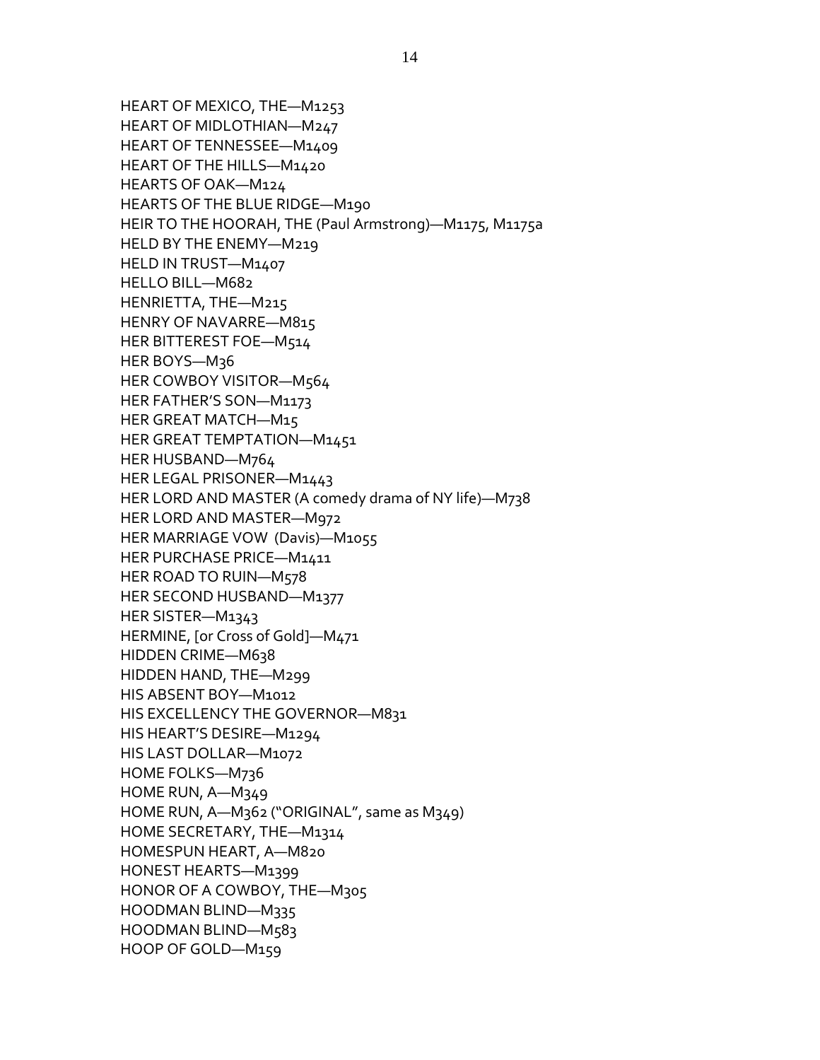HEART OF MEXICO, THE—M1253
HEART OF MIDLOTHIAN—M247
HEART OF TENNESSEE—M1409
HEART OF THE HILLS—M1420
HEARTS OF OAK—M124
HEARTS OF THE BLUE RIDGE—M190
HEIR TO THE HOORAH, THE (Paul Armstrong)—M1175, M1175a
HELD BY THE ENEMY—M219
HELD IN TRUST—M1407
HELLO BILL—M682
HENRIETTA, THE—M215
HENRY OF NAVARRE—M815
HER BITTEREST FOE—M514
HER BOYS—M36
HER COWBOY VISITOR—M564
HER FATHER'S SON—M1173
HER GREAT MATCH—M15
HER GREAT TEMPTATION—M1451
HER HUSBAND—M764
HER LEGAL PRISONER—M1443
HER LORD AND MASTER (A comedy drama of NY life)—M738
HER LORD AND MASTER—M972
HER MARRIAGE VOW (Davis)—M1055
HER PURCHASE PRICE—M1411
HER ROAD TO RUIN—M578
HER SECOND HUSBAND—M1377
HER SISTER—M1343
HERMINE, [or Cross of Gold]—M471
HIDDEN CRIME—M638
HIDDEN HAND, THE—M299
HIS ABSENT BOY—M1012
HIS EXCELLENCY THE GOVERNOR—M831
HIS HEART'S DESIRE—M1294
HIS LAST DOLLAR—M1072
HOME FOLKS—M736
HOME RUN, A—M349
HOME RUN, A—M362 ("ORIGINAL", same as M349)
HOME SECRETARY, THE—M1314
HOMESPUN HEART, A—M820
HONEST HEARTS—M1399
HONOR OF A COWBOY, THE—M305
HOODMAN BLIND—M335
HOODMAN BLIND—M583
HOOP OF GOLD—M159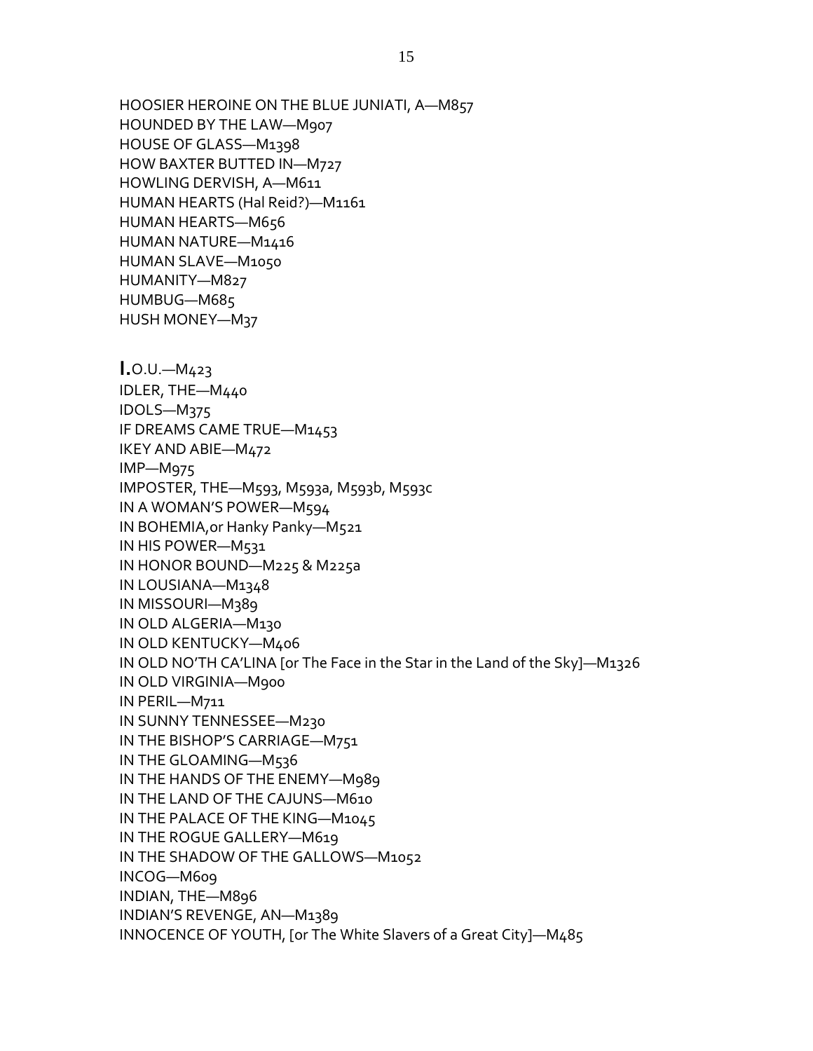HOOSIER HEROINE ON THE BLUE JUNIATI, A—M857
HOUNDED BY THE LAW—M907
HOUSE OF GLASS—M1398
HOW BAXTER BUTTED IN—M727
HOWLING DERVISH, A—M611
HUMAN HEARTS (Hal Reid?)—M1161
HUMAN HEARTS—M656
HUMAN NATURE—M1416
HUMAN SLAVE—M1050
HUMANITY—M827
HUMBUG—M685
HUSH MONEY—M37

**I.**O.U.—M423
IDLER, THE—M440
IDOLS—M375
IF DREAMS CAME TRUE—M1453
IKEY AND ABIE—M472
IMP—M975
IMPOSTER, THE—M593, M593a, M593b, M593c
IN A WOMAN'S POWER—M594
IN BOHEMIA,or Hanky Panky—M521
IN HIS POWER—M531
IN HONOR BOUND—M225 & M225a
IN LOUSIANA—M1348
IN MISSOURI—M389
IN OLD ALGERIA—M130
IN OLD KENTUCKY—M406
IN OLD NO'TH CA'LINA [or The Face in the Star in the Land of the Sky]—M1326
IN OLD VIRGINIA—M900
IN PERIL—M711
IN SUNNY TENNESSEE—M230
IN THE BISHOP'S CARRIAGE—M751
IN THE GLOAMING—M536
IN THE HANDS OF THE ENEMY—M989
IN THE LAND OF THE CAJUNS—M610
IN THE PALACE OF THE KING—M1045
IN THE ROGUE GALLERY—M619
IN THE SHADOW OF THE GALLOWS—M1052
INCOG—M609
INDIAN, THE—M896
INDIAN'S REVENGE, AN—M1389
INNOCENCE OF YOUTH, [or The White Slavers of a Great City]—M485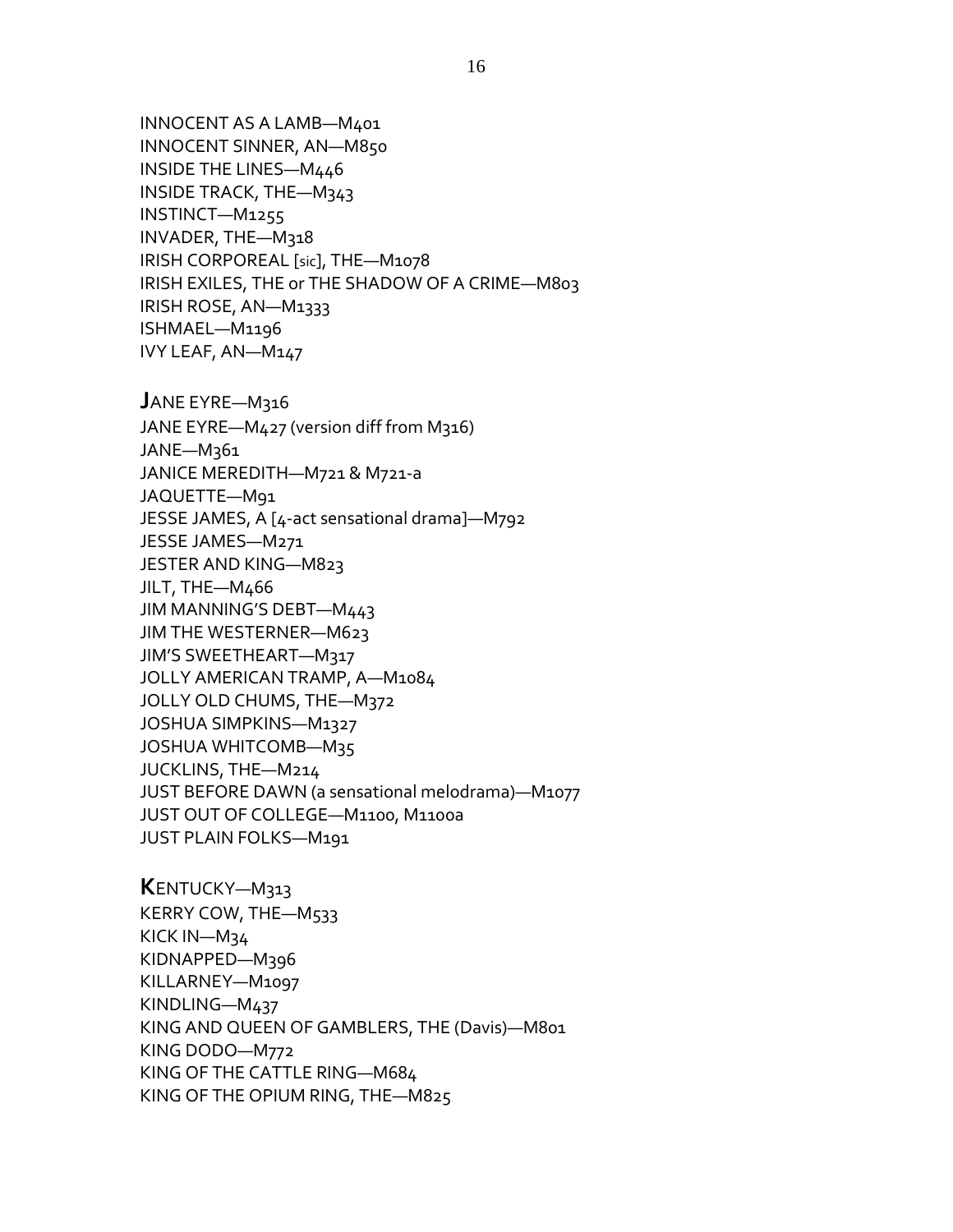INNOCENT AS A LAMB—M401
INNOCENT SINNER, AN—M850
INSIDE THE LINES—M446
INSIDE TRACK, THE—M343
INSTINCT—M1255
INVADER, THE—M318
IRISH CORPOREAL [sic], THE—M1078
IRISH EXILES, THE or THE SHADOW OF A CRIME—M803
IRISH ROSE, AN—M1333
ISHMAEL—M1196
IVY LEAF, AN—M147

**J**ANE EYRE—M316
JANE EYRE—M427 (version diff from M316)
JANE—M361
JANICE MEREDITH—M721 & M721-a
JAQUETTE—M91
JESSE JAMES, A [4-act sensational drama]—M792
JESSE JAMES—M271
JESTER AND KING—M823
JILT, THE—M466
JIM MANNING'S DEBT—M443
JIM THE WESTERNER—M623
JIM'S SWEETHEART—M317
JOLLY AMERICAN TRAMP, A—M1084
JOLLY OLD CHUMS, THE—M372
JOSHUA SIMPKINS—M1327
JOSHUA WHITCOMB—M35
JUCKLINS, THE—M214
JUST BEFORE DAWN (a sensational melodrama)—M1077
JUST OUT OF COLLEGE—M1100, M1100a
JUST PLAIN FOLKS—M191

**K**ENTUCKY—M313
KERRY COW, THE—M533
KICK IN—M34
KIDNAPPED—M396
KILLARNEY—M1097
KINDLING—M437
KING AND QUEEN OF GAMBLERS, THE (Davis)—M801
KING DODO—M772
KING OF THE CATTLE RING—M684
KING OF THE OPIUM RING, THE—M825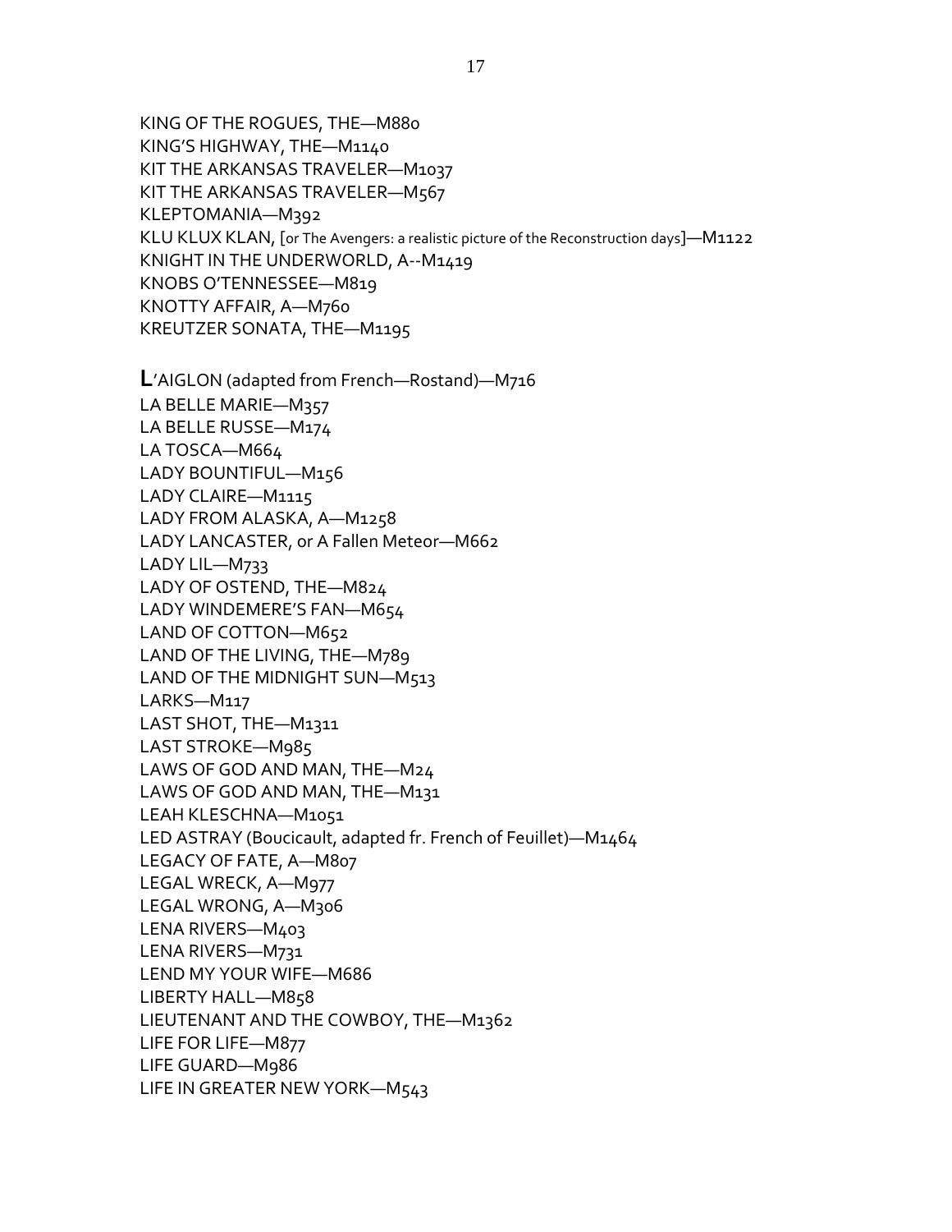KING OF THE ROGUES, THE—M880
KING'S HIGHWAY, THE—M1140
KIT THE ARKANSAS TRAVELER—M1037
KIT THE ARKANSAS TRAVELER—M567
KLEPTOMANIA—M392
KLU KLUX KLAN, [or The Avengers: a realistic picture of the Reconstruction days]—M1122
KNIGHT IN THE UNDERWORLD, A--M1419
KNOBS O'TENNESSEE—M819
KNOTTY AFFAIR, A—M760
KREUTZER SONATA, THE—M1195

**L**'AIGLON (adapted from French—Rostand)—M716
LA BELLE MARIE—M357
LA BELLE RUSSE—M174
LA TOSCA—M664
LADY BOUNTIFUL—M156
LADY CLAIRE—M1115
LADY FROM ALASKA, A—M1258
LADY LANCASTER, or A Fallen Meteor—M662
LADY LIL—M733
LADY OF OSTEND, THE—M824
LADY WINDEMERE'S FAN—M654
LAND OF COTTON—M652
LAND OF THE LIVING, THE—M789
LAND OF THE MIDNIGHT SUN—M513
LARKS—M117
LAST SHOT, THE—M1311
LAST STROKE—M985
LAWS OF GOD AND MAN, THE—M24
LAWS OF GOD AND MAN, THE—M131
LEAH KLESCHNA—M1051
LED ASTRAY (Boucicault, adapted fr. French of Feuillet)—M1464
LEGACY OF FATE, A—M807
LEGAL WRECK, A—M977
LEGAL WRONG, A—M306
LENA RIVERS—M403
LENA RIVERS—M731
LEND MY YOUR WIFE—M686
LIBERTY HALL—M858
LIEUTENANT AND THE COWBOY, THE—M1362
LIFE FOR LIFE—M877
LIFE GUARD—M986
LIFE IN GREATER NEW YORK—M543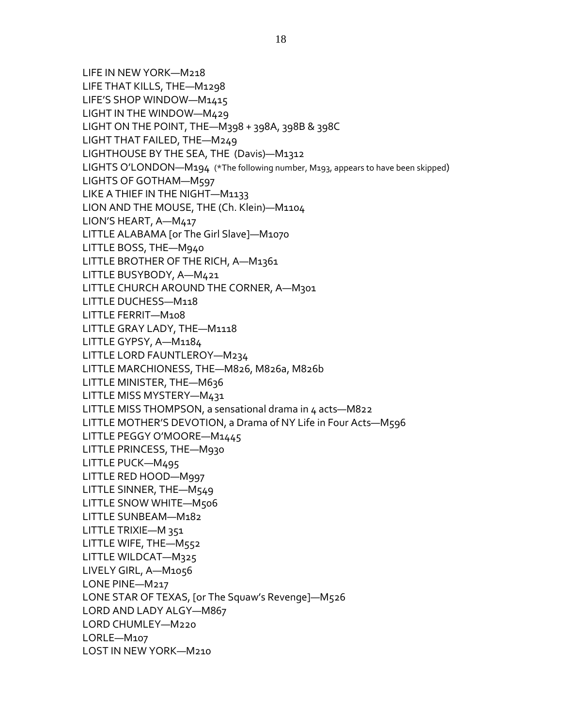LIFE IN NEW YORK—M218
LIFE THAT KILLS, THE—M1298
LIFE'S SHOP WINDOW—M1415
LIGHT IN THE WINDOW—M429
LIGHT ON THE POINT, THE—M398 + 398A, 398B & 398C
LIGHT THAT FAILED, THE—M249
LIGHTHOUSE BY THE SEA, THE (Davis)—M1312
LIGHTS O'LONDON—M194 (*The following number, M193, appears to have been skipped)
LIGHTS OF GOTHAM—M597
LIKE A THIEF IN THE NIGHT—M1133
LION AND THE MOUSE, THE (Ch. Klein)—M1104
LION'S HEART, A—M417
LITTLE ALABAMA [or The Girl Slave]—M1070
LITTLE BOSS, THE—M940
LITTLE BROTHER OF THE RICH, A—M1361
LITTLE BUSYBODY, A—M421
LITTLE CHURCH AROUND THE CORNER, A—M301
LITTLE DUCHESS—M118
LITTLE FERRIT—M108
LITTLE GRAY LADY, THE—M1118
LITTLE GYPSY, A—M1184
LITTLE LORD FAUNTLEROY—M234
LITTLE MARCHIONESS, THE—M826, M826a, M826b
LITTLE MINISTER, THE—M636
LITTLE MISS MYSTERY—M431
LITTLE MISS THOMPSON, a sensational drama in 4 acts—M822
LITTLE MOTHER'S DEVOTION, a Drama of NY Life in Four Acts—M596
LITTLE PEGGY O'MOORE—M1445
LITTLE PRINCESS, THE—M930
LITTLE PUCK—M495
LITTLE RED HOOD—M997
LITTLE SINNER, THE—M549
LITTLE SNOW WHITE—M506
LITTLE SUNBEAM—M182
LITTLE TRIXIE—M 351
LITTLE WIFE, THE—M552
LITTLE WILDCAT—M325
LIVELY GIRL, A—M1056
LONE PINE—M217
LONE STAR OF TEXAS, [or The Squaw's Revenge]—M526
LORD AND LADY ALGY—M867
LORD CHUMLEY—M220
LORLE—M107
LOST IN NEW YORK—M210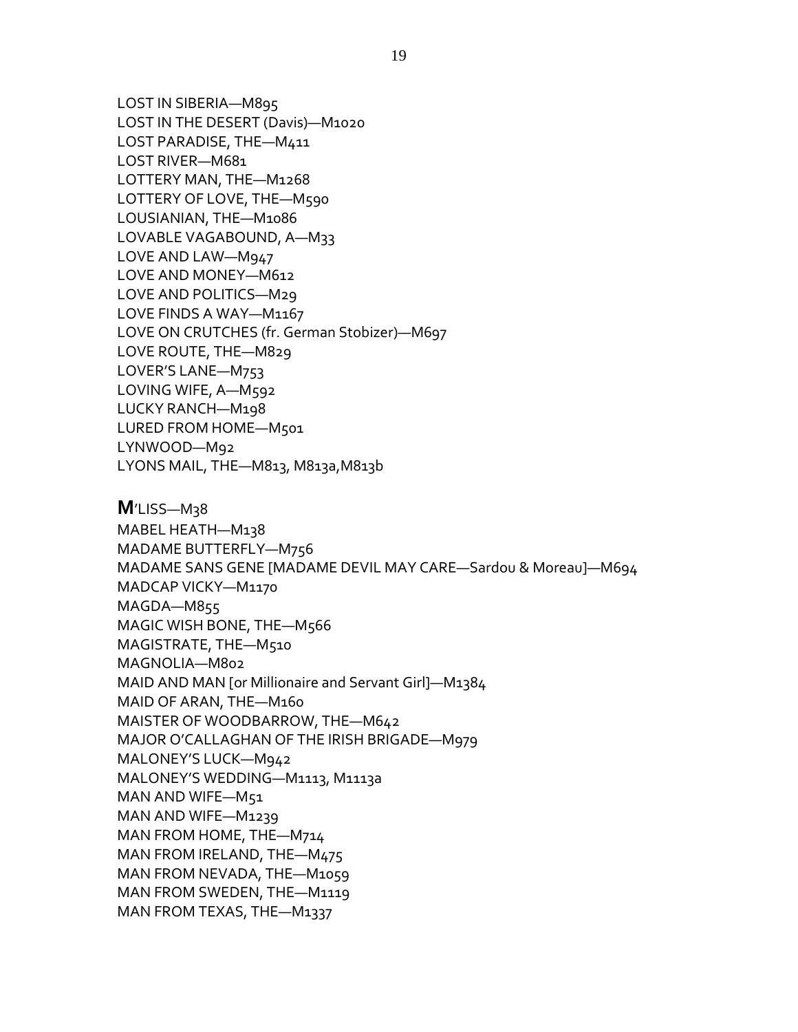LOST IN SIBERIA—M895
LOST IN THE DESERT (Davis)—M1020
LOST PARADISE, THE—M411
LOST RIVER—M681
LOTTERY MAN, THE—M1268
LOTTERY OF LOVE, THE—M590
LOUSIANIAN, THE—M1086
LOVABLE VAGABOUND, A—M33
LOVE AND LAW—M947
LOVE AND MONEY—M612
LOVE AND POLITICS—M29
LOVE FINDS A WAY—M1167
LOVE ON CRUTCHES (fr. German Stobizer)—M697
LOVE ROUTE, THE—M829
LOVER'S LANE—M753
LOVING WIFE, A—M592
LUCKY RANCH—M198
LURED FROM HOME—M501
LYNWOOD—M92
LYONS MAIL, THE—M813, M813a,M813b

**M**'LISS—M38
MABEL HEATH—M138
MADAME BUTTERFLY—M756
MADAME SANS GENE [MADAME DEVIL MAY CARE—Sardou & Moreau]—M694
MADCAP VICKY—M1170
MAGDA—M855
MAGIC WISH BONE, THE—M566
MAGISTRATE, THE—M510
MAGNOLIA—M802
MAID AND MAN [or Millionaire and Servant Girl]—M1384
MAID OF ARAN, THE—M160
MAISTER OF WOODBARROW, THE—M642
MAJOR O'CALLAGHAN OF THE IRISH BRIGADE—M979
MALONEY'S LUCK—M942
MALONEY'S WEDDING—M1113, M1113a
MAN AND WIFE—M51
MAN AND WIFE—M1239
MAN FROM HOME, THE—M714
MAN FROM IRELAND, THE—M475
MAN FROM NEVADA, THE—M1059
MAN FROM SWEDEN, THE—M1119
MAN FROM TEXAS, THE—M1337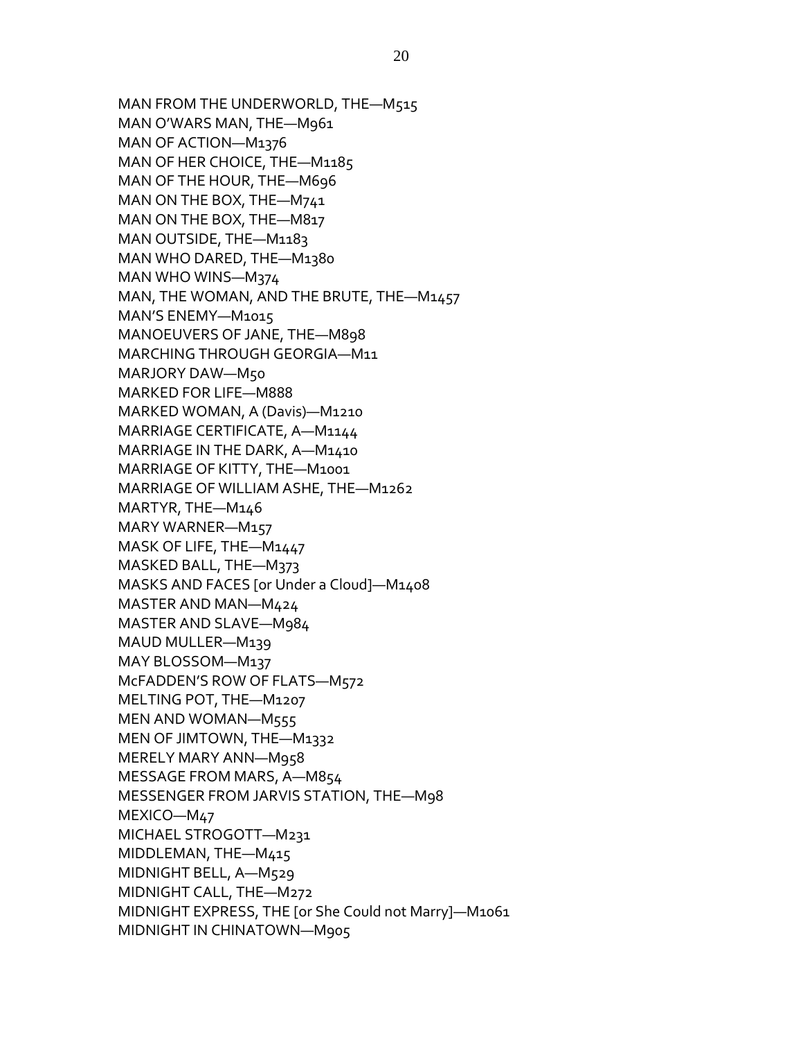MAN FROM THE UNDERWORLD, THE—M515
MAN O'WARS MAN, THE—M961
MAN OF ACTION—M1376
MAN OF HER CHOICE, THE—M1185
MAN OF THE HOUR, THE—M696
MAN ON THE BOX, THE—M741
MAN ON THE BOX, THE—M817
MAN OUTSIDE, THE—M1183
MAN WHO DARED, THE—M1380
MAN WHO WINS—M374
MAN, THE WOMAN, AND THE BRUTE, THE—M1457
MAN'S ENEMY—M1015
MANOEUVERS OF JANE, THE—M898
MARCHING THROUGH GEORGIA—M11
MARJORY DAW—M50
MARKED FOR LIFE—M888
MARKED WOMAN, A (Davis)—M1210
MARRIAGE CERTIFICATE, A—M1144
MARRIAGE IN THE DARK, A—M1410
MARRIAGE OF KITTY, THE—M1001
MARRIAGE OF WILLIAM ASHE, THE—M1262
MARTYR, THE—M146
MARY WARNER—M157
MASK OF LIFE, THE—M1447
MASKED BALL, THE—M373
MASKS AND FACES [or Under a Cloud]—M1408
MASTER AND MAN—M424
MASTER AND SLAVE—M984
MAUD MULLER—M139
MAY BLOSSOM—M137
McFADDEN'S ROW OF FLATS—M572
MELTING POT, THE—M1207
MEN AND WOMAN—M555
MEN OF JIMTOWN, THE—M1332
MERELY MARY ANN—M958
MESSAGE FROM MARS, A—M854
MESSENGER FROM JARVIS STATION, THE—M98
MEXICO—M47
MICHAEL STROGOTT—M231
MIDDLEMAN, THE—M415
MIDNIGHT BELL, A—M529
MIDNIGHT CALL, THE—M272
MIDNIGHT EXPRESS, THE [or She Could not Marry]—M1061
MIDNIGHT IN CHINATOWN—M905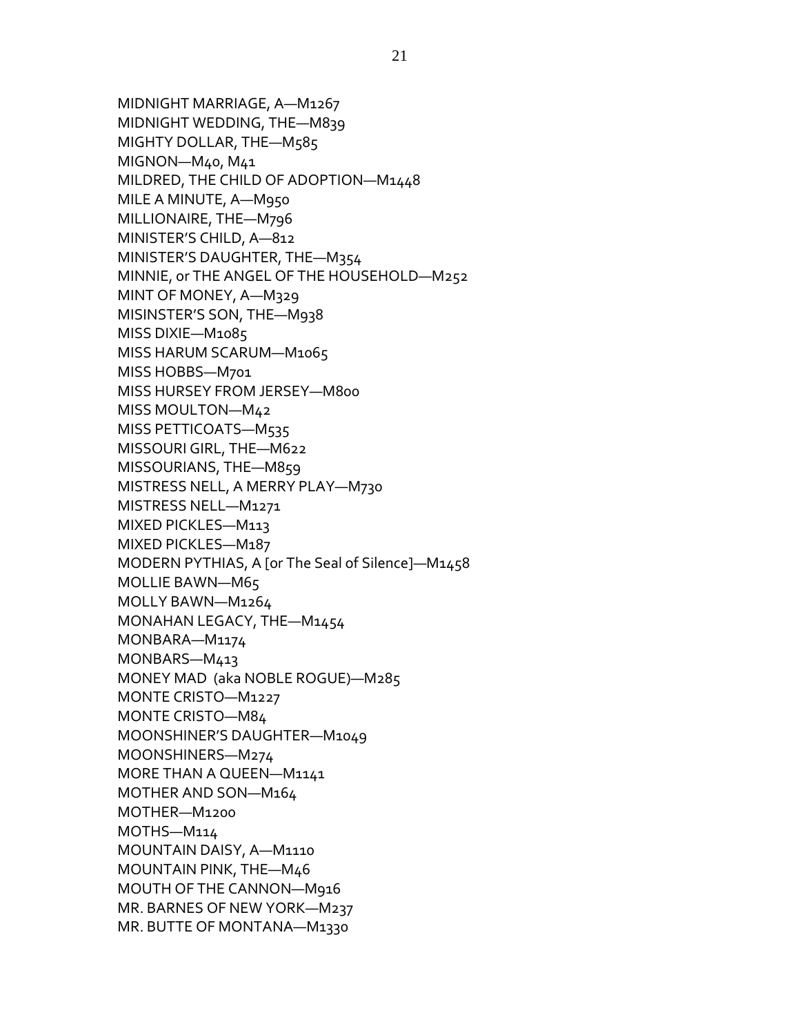MIDNIGHT MARRIAGE, A—M1267
MIDNIGHT WEDDING, THE—M839
MIGHTY DOLLAR, THE—M585
MIGNON—M40, M41
MILDRED, THE CHILD OF ADOPTION—M1448
MILE A MINUTE, A—M950
MILLIONAIRE, THE—M796
MINISTER'S CHILD, A—812
MINISTER'S DAUGHTER, THE—M354
MINNIE, or THE ANGEL OF THE HOUSEHOLD—M252
MINT OF MONEY, A—M329
MISINSTER'S SON, THE—M938
MISS DIXIE—M1085
MISS HARUM SCARUM—M1065
MISS HOBBS—M701
MISS HURSEY FROM JERSEY—M800
MISS MOULTON—M42
MISS PETTICOATS—M535
MISSOURI GIRL, THE—M622
MISSOURIANS, THE—M859
MISTRESS NELL, A MERRY PLAY—M730
MISTRESS NELL—M1271
MIXED PICKLES—M113
MIXED PICKLES—M187
MODERN PYTHIAS, A [or The Seal of Silence]—M1458
MOLLIE BAWN—M65
MOLLY BAWN—M1264
MONAHAN LEGACY, THE—M1454
MONBARA—M1174
MONBARS—M413
MONEY MAD (aka NOBLE ROGUE)—M285
MONTE CRISTO—M1227
MONTE CRISTO—M84
MOONSHINER'S DAUGHTER—M1049
MOONSHINERS—M274
MORE THAN A QUEEN—M1141
MOTHER AND SON—M164
MOTHER—M1200
MOTHS—M114
MOUNTAIN DAISY, A—M1110
MOUNTAIN PINK, THE—M46
MOUTH OF THE CANNON—M916
MR. BARNES OF NEW YORK—M237
MR. BUTTE OF MONTANA—M1330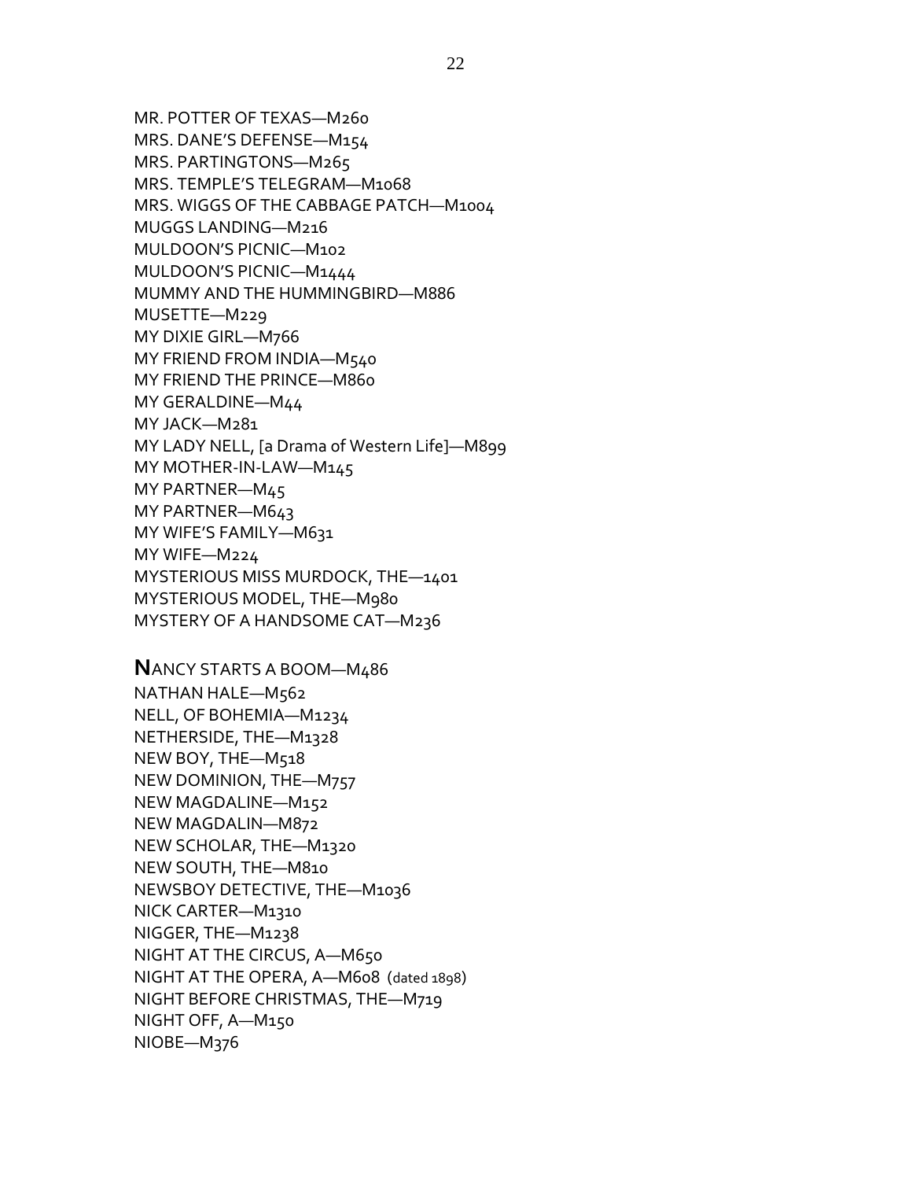MR. POTTER OF TEXAS—M260
MRS. DANE'S DEFENSE—M154
MRS. PARTINGTONS—M265
MRS. TEMPLE'S TELEGRAM—M1068
MRS. WIGGS OF THE CABBAGE PATCH—M1004
MUGGS LANDING—M216
MULDOON'S PICNIC—M102
MULDOON'S PICNIC—M1444
MUMMY AND THE HUMMINGBIRD—M886
MUSETTE—M229
MY DIXIE GIRL—M766
MY FRIEND FROM INDIA—M540
MY FRIEND THE PRINCE—M860
MY GERALDINE—M44
MY JACK—M281
MY LADY NELL, [a Drama of Western Life]—M899
MY MOTHER-IN-LAW—M145
MY PARTNER—M45
MY PARTNER—M643
MY WIFE'S FAMILY—M631
MY WIFE—M224
MYSTERIOUS MISS MURDOCK, THE—1401
MYSTERIOUS MODEL, THE—M980
MYSTERY OF A HANDSOME CAT—M236

**N**ANCY STARTS A BOOM—M486
NATHAN HALE—M562
NELL, OF BOHEMIA—M1234
NETHERSIDE, THE—M1328
NEW BOY, THE—M518
NEW DOMINION, THE—M757
NEW MAGDALINE—M152
NEW MAGDALIN—M872
NEW SCHOLAR, THE—M1320
NEW SOUTH, THE—M810
NEWSBOY DETECTIVE, THE—M1036
NICK CARTER—M1310
NIGGER, THE—M1238
NIGHT AT THE CIRCUS, A—M650
NIGHT AT THE OPERA, A—M608 (dated 1898)
NIGHT BEFORE CHRISTMAS, THE—M719
NIGHT OFF, A—M150
NIOBE—M376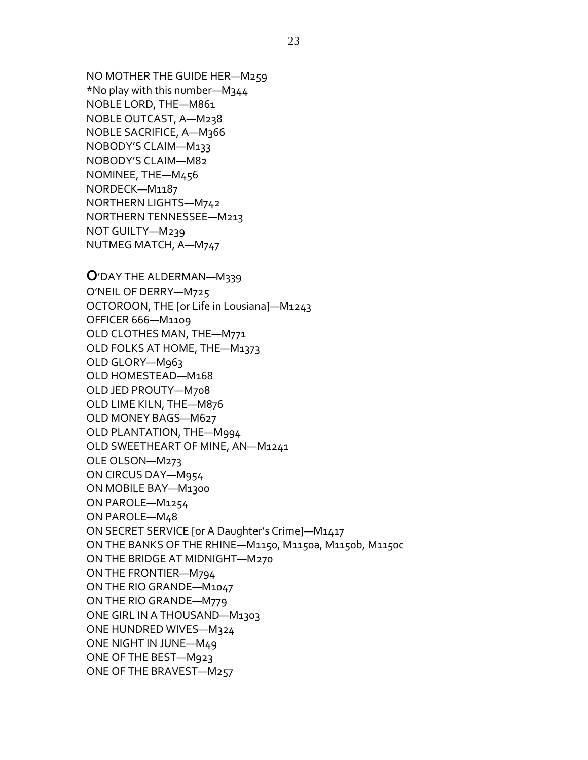NO MOTHER THE GUIDE HER—M259
*No play with this number—M344
NOBLE LORD, THE—M861
NOBLE OUTCAST, A—M238
NOBLE SACRIFICE, A—M366
NOBODY'S CLAIM—M133
NOBODY'S CLAIM—M82
NOMINEE, THE—M456
NORDECK—M1187
NORTHERN LIGHTS—M742
NORTHERN TENNESSEE—M213
NOT GUILTY—M239
NUTMEG MATCH, A—M747

**O**'DAY THE ALDERMAN—M339
O'NEIL OF DERRY—M725
OCTOROON, THE [or Life in Lousiana]—M1243
OFFICER 666—M1109
OLD CLOTHES MAN, THE—M771
OLD FOLKS AT HOME, THE—M1373
OLD GLORY—M963
OLD HOMESTEAD—M168
OLD JED PROUTY—M708
OLD LIME KILN, THE—M876
OLD MONEY BAGS—M627
OLD PLANTATION, THE—M994
OLD SWEETHEART OF MINE, AN—M1241
OLE OLSON—M273
ON CIRCUS DAY—M954
ON MOBILE BAY—M1300
ON PAROLE—M1254
ON PAROLE—M48
ON SECRET SERVICE [or A Daughter's Crime]—M1417
ON THE BANKS OF THE RHINE—M1150, M1150a, M1150b, M1150c
ON THE BRIDGE AT MIDNIGHT—M270
ON THE FRONTIER—M794
ON THE RIO GRANDE—M1047
ON THE RIO GRANDE—M779
ONE GIRL IN A THOUSAND—M1303
ONE HUNDRED WIVES—M324
ONE NIGHT IN JUNE—M49
ONE OF THE BEST—M923
ONE OF THE BRAVEST—M257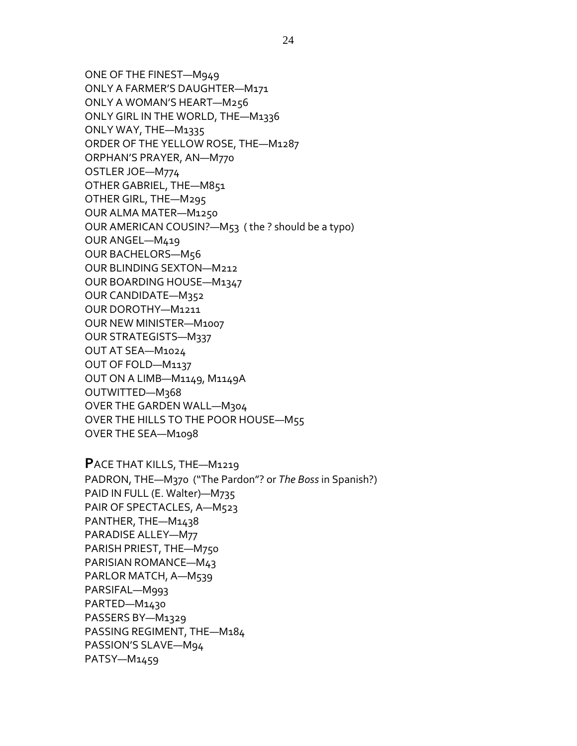ONE OF THE FINEST—M949
ONLY A FARMER'S DAUGHTER—M171
ONLY A WOMAN'S HEART—M256
ONLY GIRL IN THE WORLD, THE—M1336
ONLY WAY, THE—M1335
ORDER OF THE YELLOW ROSE, THE—M1287
ORPHAN'S PRAYER, AN—M770
OSTLER JOE—M774
OTHER GABRIEL, THE—M851
OTHER GIRL, THE—M295
OUR ALMA MATER—M1250
OUR AMERICAN COUSIN?—M53 ( the ? should be a typo)
OUR ANGEL—M419
OUR BACHELORS—M56
OUR BLINDING SEXTON—M212
OUR BOARDING HOUSE—M1347
OUR CANDIDATE—M352
OUR DOROTHY—M1211
OUR NEW MINISTER—M1007
OUR STRATEGISTS—M337
OUT AT SEA—M1024
OUT OF FOLD—M1137
OUT ON A LIMB—M1149, M1149A
OUTWITTED—M368
OVER THE GARDEN WALL—M304
OVER THE HILLS TO THE POOR HOUSE—M55
OVER THE SEA—M1098

**P**ACE THAT KILLS, THE—M1219
PADRON, THE—M370 ("The Pardon"? or *The Boss* in Spanish?)
PAID IN FULL (E. Walter)—M735
PAIR OF SPECTACLES, A—M523
PANTHER, THE—M1438
PARADISE ALLEY—M77
PARISH PRIEST, THE—M750
PARISIAN ROMANCE—M43
PARLOR MATCH, A—M539
PARSIFAL—M993
PARTED—M1430
PASSERS BY—M1329
PASSING REGIMENT, THE—M184
PASSION'S SLAVE—M94
PATSY—M1459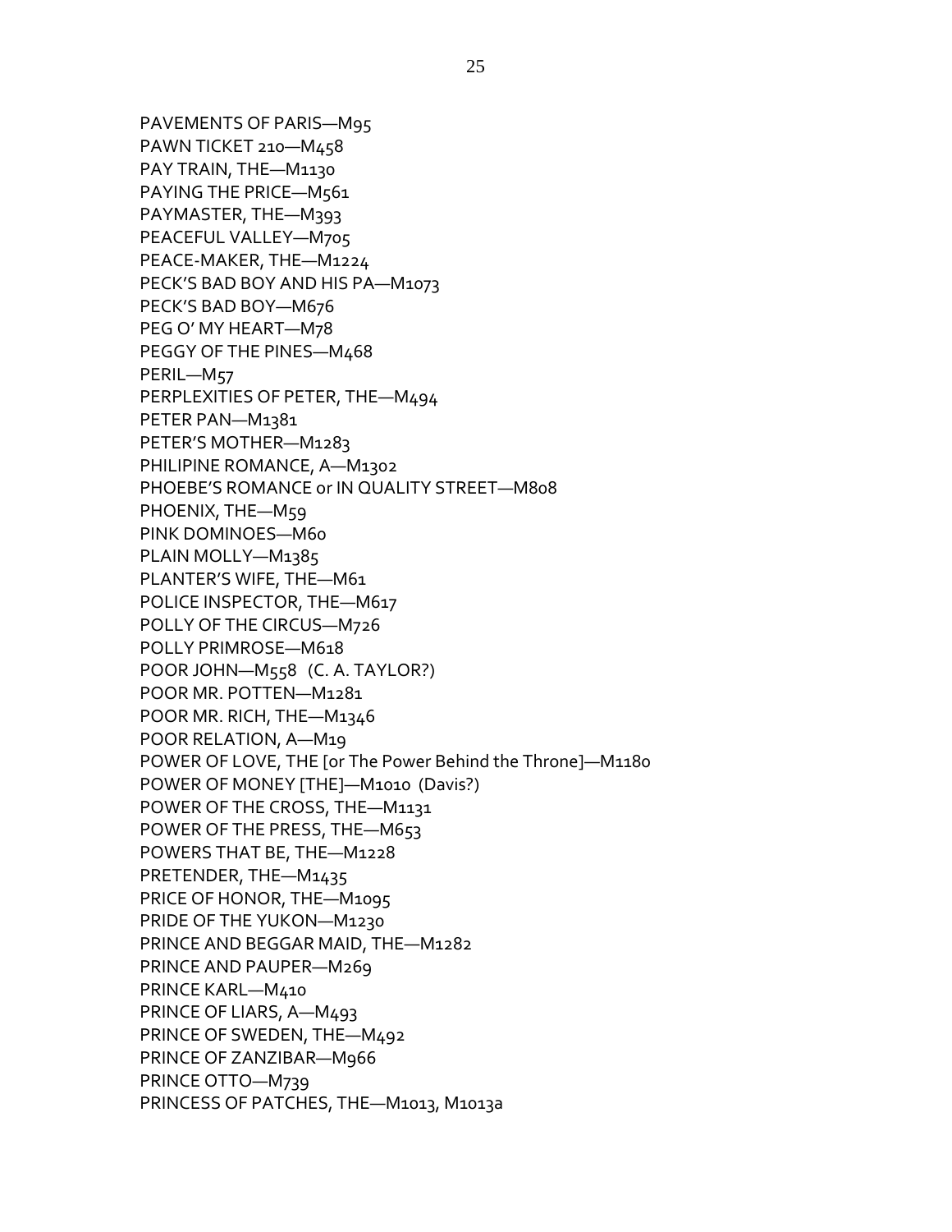PAVEMENTS OF PARIS—M95
PAWN TICKET 210—M458
PAY TRAIN, THE—M1130
PAYING THE PRICE—M561
PAYMASTER, THE—M393
PEACEFUL VALLEY—M705
PEACE-MAKER, THE—M1224
PECK'S BAD BOY AND HIS PA—M1073
PECK'S BAD BOY—M676
PEG O' MY HEART—M78
PEGGY OF THE PINES—M468
PERIL—M57
PERPLEXITIES OF PETER, THE—M494
PETER PAN—M1381
PETER'S MOTHER—M1283
PHILIPINE ROMANCE, A—M1302
PHOEBE'S ROMANCE or IN QUALITY STREET—M808
PHOENIX, THE—M59
PINK DOMINOES—M60
PLAIN MOLLY—M1385
PLANTER'S WIFE, THE—M61
POLICE INSPECTOR, THE—M617
POLLY OF THE CIRCUS—M726
POLLY PRIMROSE—M618
POOR JOHN—M558 (C. A. TAYLOR?)
POOR MR. POTTEN—M1281
POOR MR. RICH, THE—M1346
POOR RELATION, A—M19
POWER OF LOVE, THE [or The Power Behind the Throne]—M1180
POWER OF MONEY [THE]—M1010 (Davis?)
POWER OF THE CROSS, THE—M1131
POWER OF THE PRESS, THE—M653
POWERS THAT BE, THE—M1228
PRETENDER, THE—M1435
PRICE OF HONOR, THE—M1095
PRIDE OF THE YUKON—M1230
PRINCE AND BEGGAR MAID, THE—M1282
PRINCE AND PAUPER—M269
PRINCE KARL—M410
PRINCE OF LIARS, A—M493
PRINCE OF SWEDEN, THE—M492
PRINCE OF ZANZIBAR—M966
PRINCE OTTO—M739
PRINCESS OF PATCHES, THE—M1013, M1013a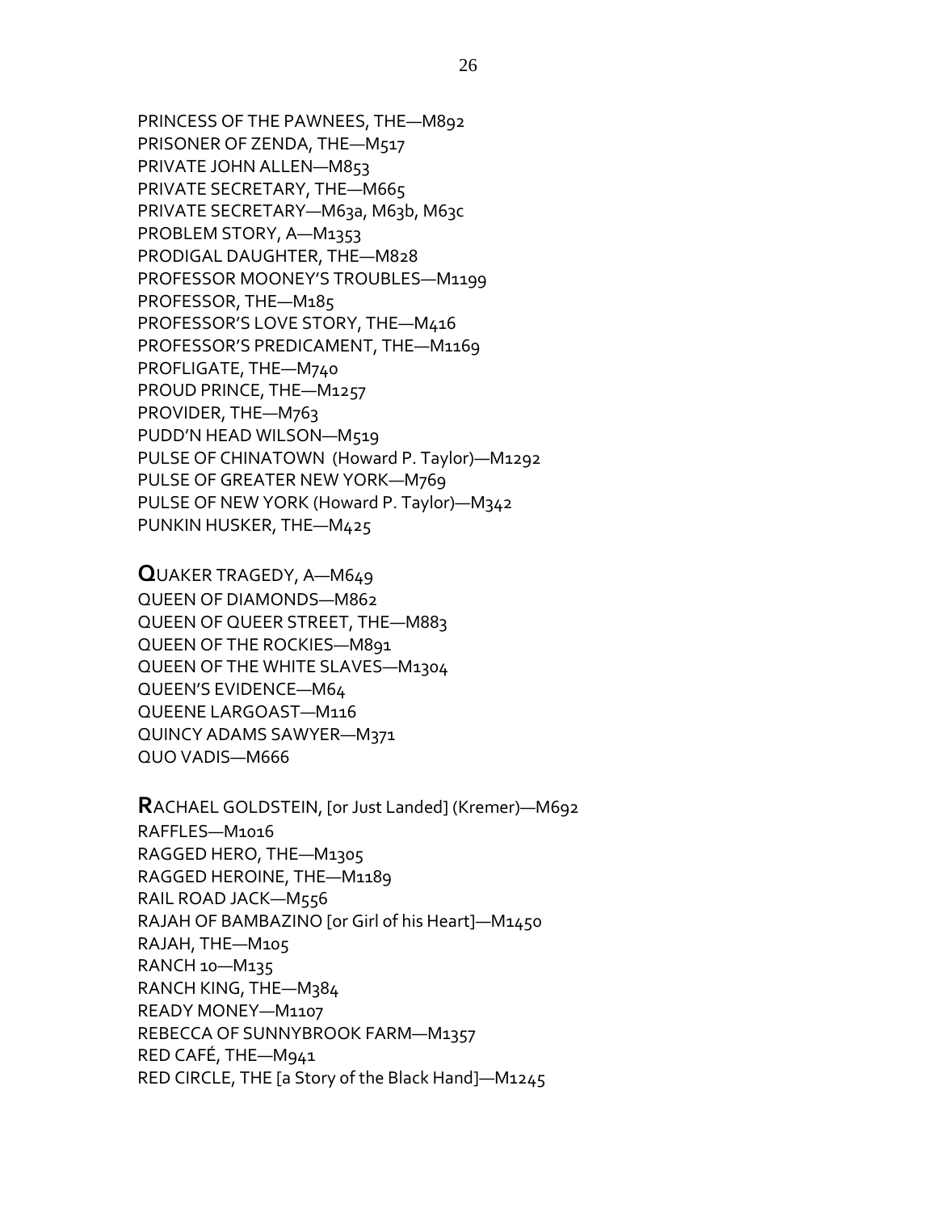PRINCESS OF THE PAWNEES, THE—M892
PRISONER OF ZENDA, THE—M517
PRIVATE JOHN ALLEN—M853
PRIVATE SECRETARY, THE—M665
PRIVATE SECRETARY—M63a, M63b, M63c
PROBLEM STORY, A—M1353
PRODIGAL DAUGHTER, THE—M828
PROFESSOR MOONEY'S TROUBLES—M1199
PROFESSOR, THE—M185
PROFESSOR'S LOVE STORY, THE—M416
PROFESSOR'S PREDICAMENT, THE—M1169
PROFLIGATE, THE—M740
PROUD PRINCE, THE—M1257
PROVIDER, THE—M763
PUDD'N HEAD WILSON—M519
PULSE OF CHINATOWN (Howard P. Taylor)—M1292
PULSE OF GREATER NEW YORK—M769
PULSE OF NEW YORK (Howard P. Taylor)—M342
PUNKIN HUSKER, THE—M425

**Q**UAKER TRAGEDY, A—M649
QUEEN OF DIAMONDS—M862
QUEEN OF QUEER STREET, THE—M883
QUEEN OF THE ROCKIES—M891
QUEEN OF THE WHITE SLAVES—M1304
QUEEN'S EVIDENCE—M64
QUEENE LARGOAST—M116
QUINCY ADAMS SAWYER—M371
QUO VADIS—M666

**R**ACHAEL GOLDSTEIN, [or Just Landed] (Kremer)—M692
RAFFLES—M1016
RAGGED HERO, THE—M1305
RAGGED HEROINE, THE—M1189
RAIL ROAD JACK—M556
RAJAH OF BAMBAZINO [or Girl of his Heart]—M1450
RAJAH, THE—M105
RANCH 10—M135
RANCH KING, THE—M384
READY MONEY—M1107
REBECCA OF SUNNYBROOK FARM—M1357
RED CAFÉ, THE—M941
RED CIRCLE, THE [a Story of the Black Hand]—M1245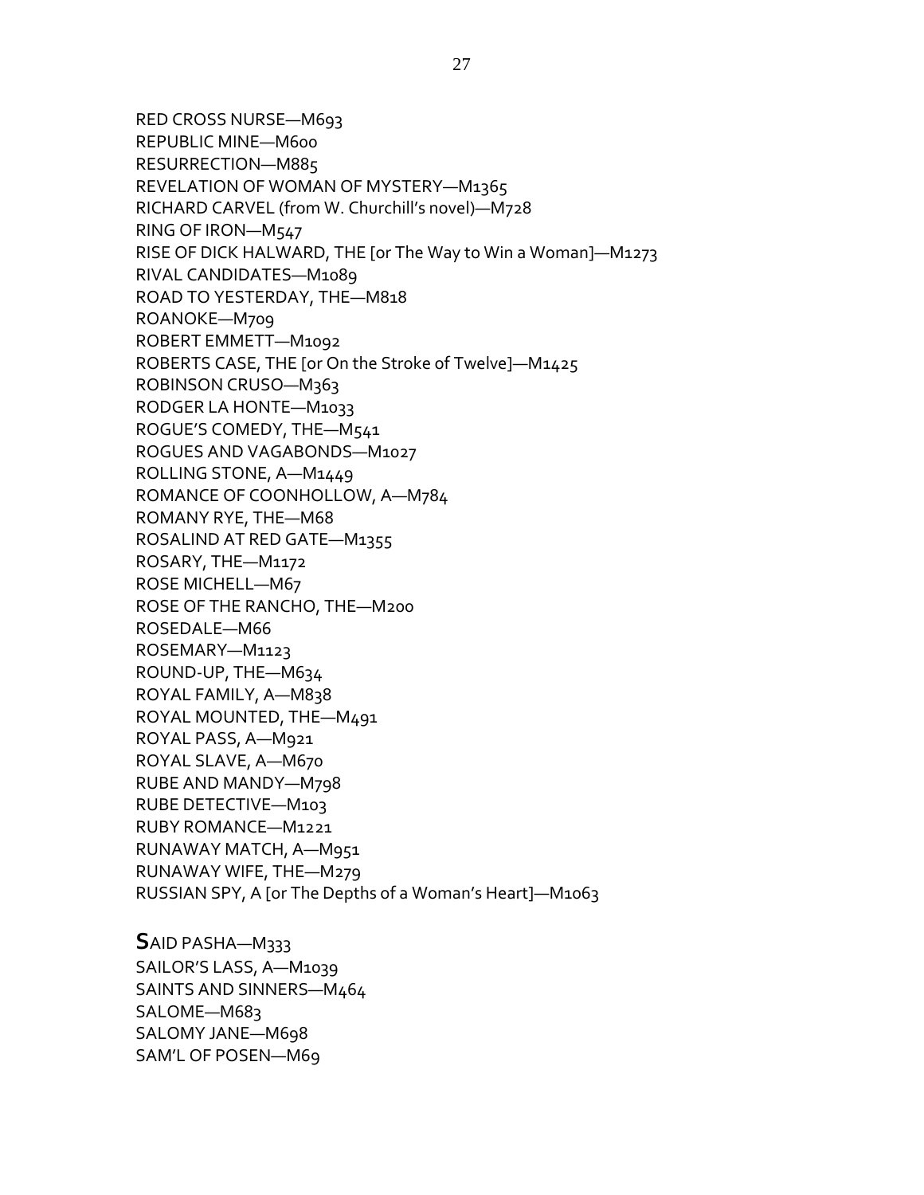RED CROSS NURSE—M693
REPUBLIC MINE—M600
RESURRECTION—M885
REVELATION OF WOMAN OF MYSTERY—M1365
RICHARD CARVEL (from W. Churchill's novel)—M728
RING OF IRON—M547
RISE OF DICK HALWARD, THE [or The Way to Win a Woman]—M1273
RIVAL CANDIDATES—M1089
ROAD TO YESTERDAY, THE—M818
ROANOKE—M709
ROBERT EMMETT—M1092
ROBERTS CASE, THE [or On the Stroke of Twelve]—M1425
ROBINSON CRUSO—M363
RODGER LA HONTE—M1033
ROGUE'S COMEDY, THE—M541
ROGUES AND VAGABONDS—M1027
ROLLING STONE, A—M1449
ROMANCE OF COONHOLLOW, A—M784
ROMANY RYE, THE—M68
ROSALIND AT RED GATE—M1355
ROSARY, THE—M1172
ROSE MICHELL—M67
ROSE OF THE RANCHO, THE—M200
ROSEDALE—M66
ROSEMARY—M1123
ROUND-UP, THE—M634
ROYAL FAMILY, A—M838
ROYAL MOUNTED, THE—M491
ROYAL PASS, A—M921
ROYAL SLAVE, A—M670
RUBE AND MANDY—M798
RUBE DETECTIVE—M103
RUBY ROMANCE—M1221
RUNAWAY MATCH, A—M951
RUNAWAY WIFE, THE—M279
RUSSIAN SPY, A [or The Depths of a Woman's Heart]—M1063

**S**AID PASHA—M333
SAILOR'S LASS, A—M1039
SAINTS AND SINNERS—M464
SALOME—M683
SALOMY JANE—M698
SAM'L OF POSEN—M69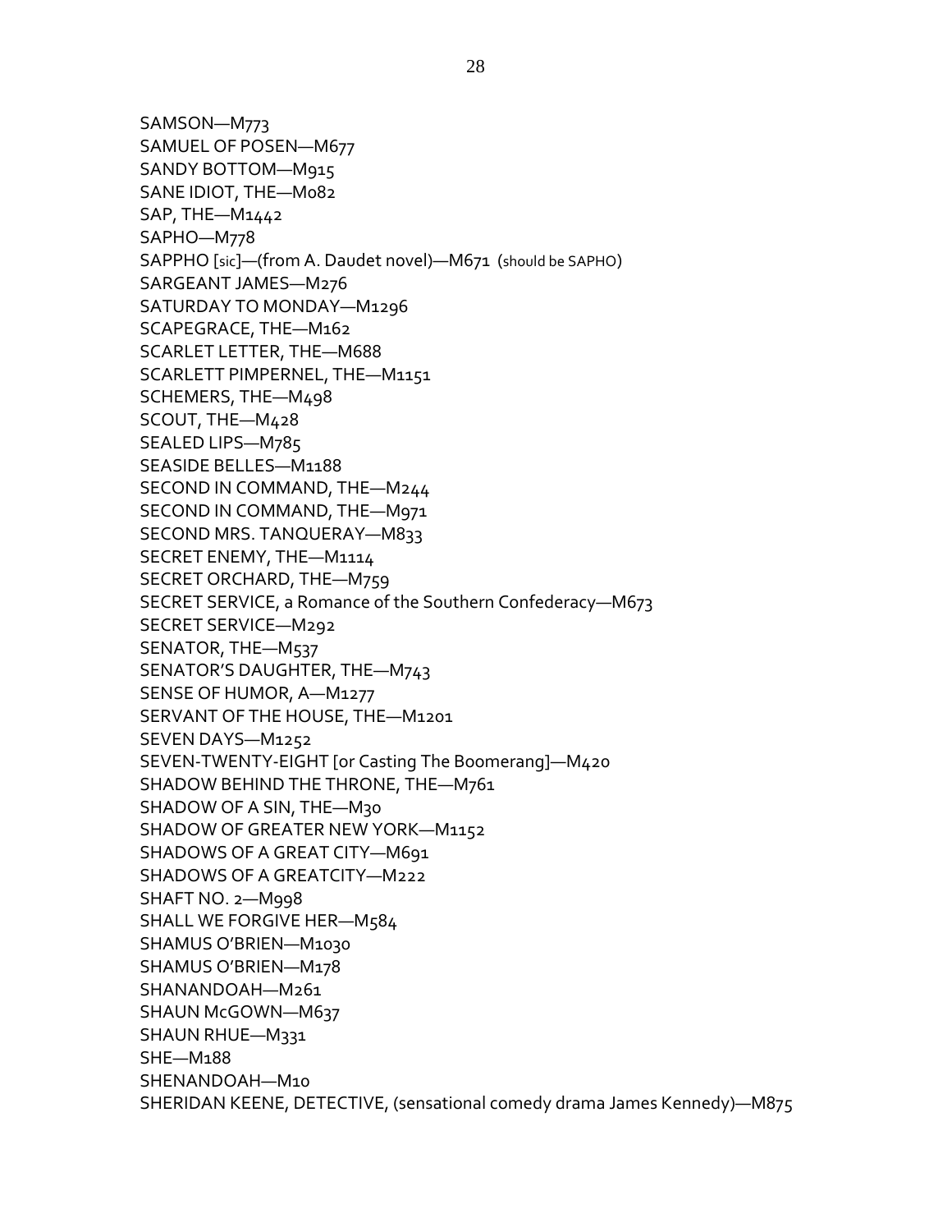SAMSON—M773
SAMUEL OF POSEN—M677
SANDY BOTTOM—M915
SANE IDIOT, THE—M082
SAP, THE—M1442
SAPHO—M778
SAPPHO [sic]—(from A. Daudet novel)—M671 (should be SAPHO)
SARGEANT JAMES—M276
SATURDAY TO MONDAY—M1296
SCAPEGRACE, THE—M162
SCARLET LETTER, THE—M688
SCARLETT PIMPERNEL, THE—M1151
SCHEMERS, THE—M498
SCOUT, THE—M428
SEALED LIPS—M785
SEASIDE BELLES—M1188
SECOND IN COMMAND, THE—M244
SECOND IN COMMAND, THE—M971
SECOND MRS. TANQUERAY—M833
SECRET ENEMY, THE—M1114
SECRET ORCHARD, THE—M759
SECRET SERVICE, a Romance of the Southern Confederacy—M673
SECRET SERVICE—M292
SENATOR, THE—M537
SENATOR'S DAUGHTER, THE—M743
SENSE OF HUMOR, A—M1277
SERVANT OF THE HOUSE, THE—M1201
SEVEN DAYS—M1252
SEVEN-TWENTY-EIGHT [or Casting The Boomerang]—M420
SHADOW BEHIND THE THRONE, THE—M761
SHADOW OF A SIN, THE—M30
SHADOW OF GREATER NEW YORK—M1152
SHADOWS OF A GREAT CITY—M691
SHADOWS OF A GREATCITY—M222
SHAFT NO. 2—M998
SHALL WE FORGIVE HER—M584
SHAMUS O'BRIEN—M1030
SHAMUS O'BRIEN—M178
SHANANDOAH—M261
SHAUN McGOWN—M637
SHAUN RHUE—M331
SHE—M188
SHENANDOAH—M10
SHERIDAN KEENE, DETECTIVE, (sensational comedy drama James Kennedy)—M875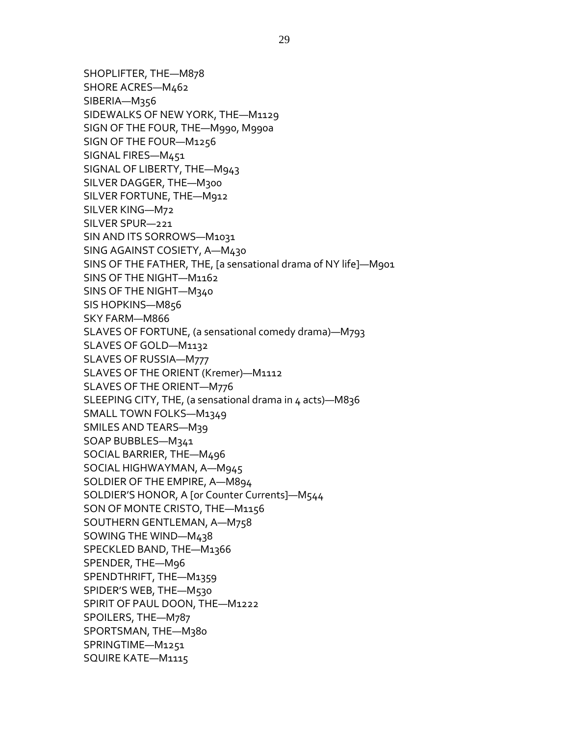SHOPLIFTER, THE—M878
SHORE ACRES—M462
SIBERIA—M356
SIDEWALKS OF NEW YORK, THE—M1129
SIGN OF THE FOUR, THE—M990, M990a
SIGN OF THE FOUR—M1256
SIGNAL FIRES—M451
SIGNAL OF LIBERTY, THE—M943
SILVER DAGGER, THE—M300
SILVER FORTUNE, THE—M912
SILVER KING—M72
SILVER SPUR—221
SIN AND ITS SORROWS—M1031
SING AGAINST COSIETY, A—M430
SINS OF THE FATHER, THE, [a sensational drama of NY life]—M901
SINS OF THE NIGHT—M1162
SINS OF THE NIGHT—M340
SIS HOPKINS—M856
SKY FARM—M866
SLAVES OF FORTUNE, (a sensational comedy drama)—M793
SLAVES OF GOLD—M1132
SLAVES OF RUSSIA—M777
SLAVES OF THE ORIENT (Kremer)—M1112
SLAVES OF THE ORIENT—M776
SLEEPING CITY, THE, (a sensational drama in 4 acts)—M836
SMALL TOWN FOLKS—M1349
SMILES AND TEARS—M39
SOAP BUBBLES—M341
SOCIAL BARRIER, THE—M496
SOCIAL HIGHWAYMAN, A—M945
SOLDIER OF THE EMPIRE, A—M894
SOLDIER'S HONOR, A [or Counter Currents]—M544
SON OF MONTE CRISTO, THE—M1156
SOUTHERN GENTLEMAN, A—M758
SOWING THE WIND—M438
SPECKLED BAND, THE—M1366
SPENDER, THE—M96
SPENDTHRIFT, THE—M1359
SPIDER'S WEB, THE—M530
SPIRIT OF PAUL DOON, THE—M1222
SPOILERS, THE—M787
SPORTSMAN, THE—M380
SPRINGTIME—M1251
SQUIRE KATE—M1115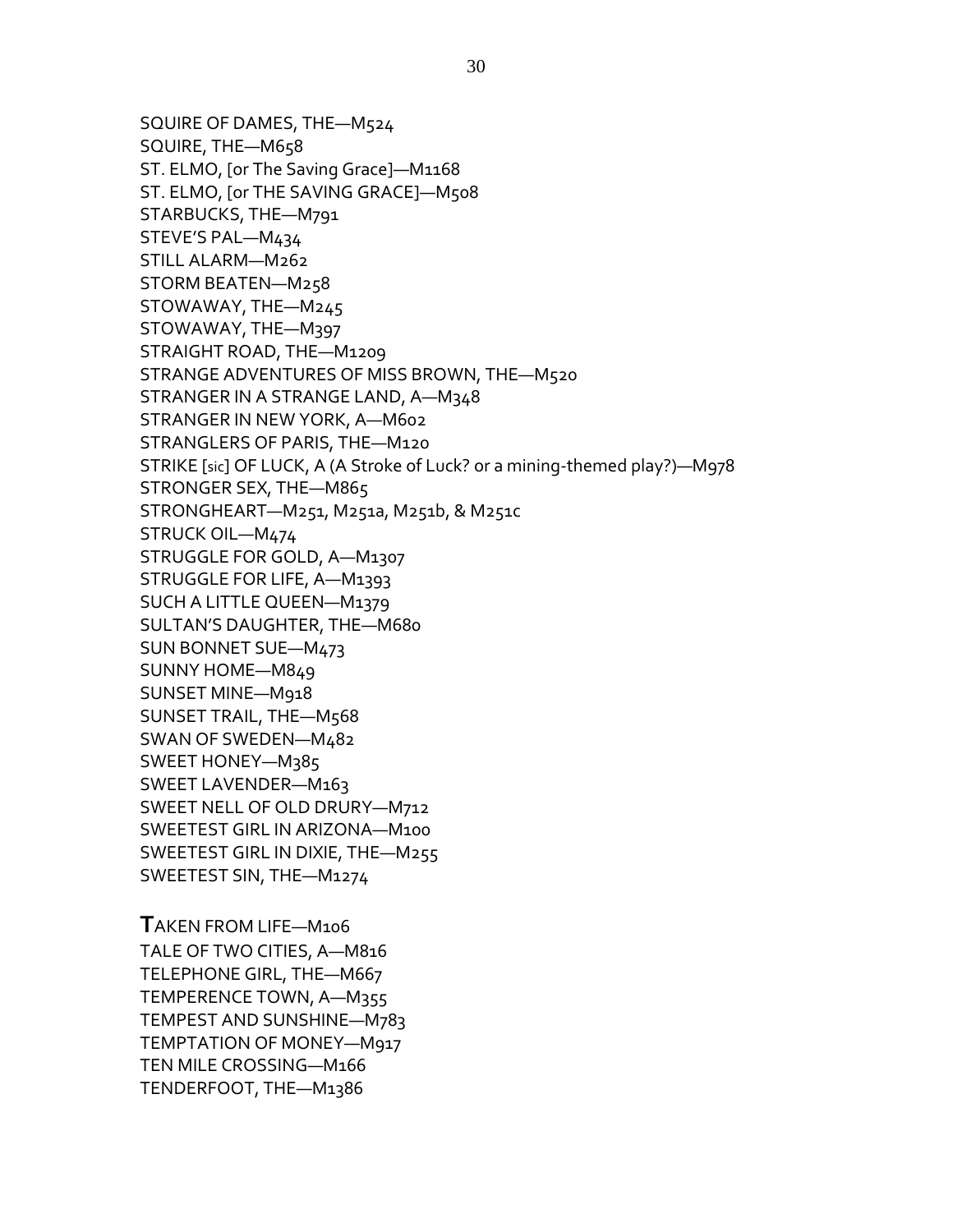SQUIRE OF DAMES, THE—M524
SQUIRE, THE—M658
ST. ELMO, [or The Saving Grace]—M1168
ST. ELMO, [or THE SAVING GRACE]—M508
STARBUCKS, THE—M791
STEVE'S PAL—M434
STILL ALARM—M262
STORM BEATEN—M258
STOWAWAY, THE—M245
STOWAWAY, THE—M397
STRAIGHT ROAD, THE—M1209
STRANGE ADVENTURES OF MISS BROWN, THE—M520
STRANGER IN A STRANGE LAND, A—M348
STRANGER IN NEW YORK, A—M602
STRANGLERS OF PARIS, THE—M120
STRIKE [sic] OF LUCK, A (A Stroke of Luck? or a mining-themed play?)—M978
STRONGER SEX, THE—M865
STRONGHEART—M251, M251a, M251b, & M251c
STRUCK OIL—M474
STRUGGLE FOR GOLD, A—M1307
STRUGGLE FOR LIFE, A—M1393
SUCH A LITTLE QUEEN—M1379
SULTAN'S DAUGHTER, THE—M680
SUN BONNET SUE—M473
SUNNY HOME—M849
SUNSET MINE—M918
SUNSET TRAIL, THE—M568
SWAN OF SWEDEN—M482
SWEET HONEY—M385
SWEET LAVENDER—M163
SWEET NELL OF OLD DRURY—M712
SWEETEST GIRL IN ARIZONA—M100
SWEETEST GIRL IN DIXIE, THE—M255
SWEETEST SIN, THE—M1274

**T**AKEN FROM LIFE—M106
TALE OF TWO CITIES, A—M816
TELEPHONE GIRL, THE—M667
TEMPERENCE TOWN, A—M355
TEMPEST AND SUNSHINE—M783
TEMPTATION OF MONEY—M917
TEN MILE CROSSING—M166
TENDERFOOT, THE—M1386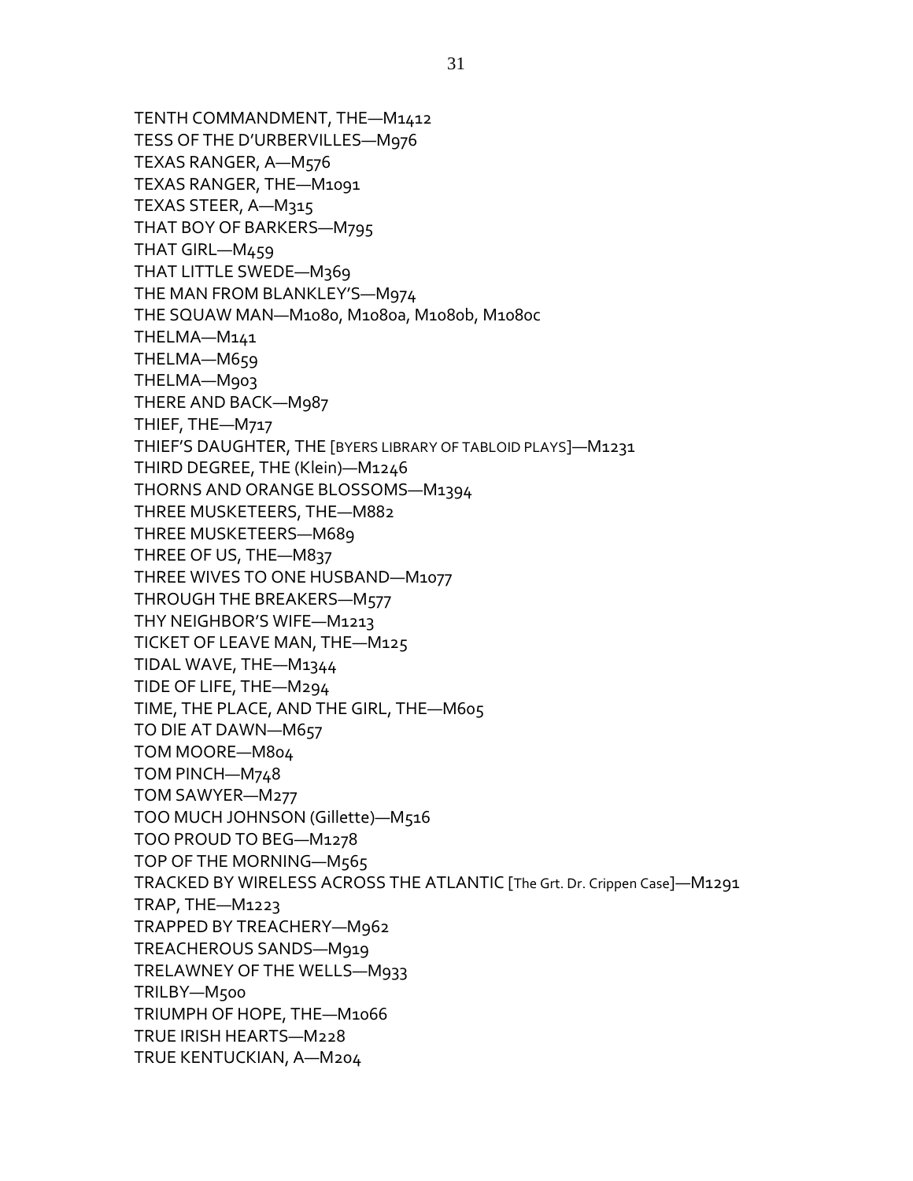TENTH COMMANDMENT, THE—M1412
TESS OF THE D'URBERVILLES—M976
TEXAS RANGER, A—M576
TEXAS RANGER, THE—M1091
TEXAS STEER, A—M315
THAT BOY OF BARKERS—M795
THAT GIRL—M459
THAT LITTLE SWEDE—M369
THE MAN FROM BLANKLEY'S—M974
THE SQUAW MAN—M1080, M1080a, M1080b, M1080c
THELMA—M141
THELMA—M659
THELMA—M903
THERE AND BACK—M987
THIEF, THE—M717
THIEF'S DAUGHTER, THE [BYERS LIBRARY OF TABLOID PLAYS]—M1231
THIRD DEGREE, THE (Klein)—M1246
THORNS AND ORANGE BLOSSOMS—M1394
THREE MUSKETEERS, THE—M882
THREE MUSKETEERS—M689
THREE OF US, THE—M837
THREE WIVES TO ONE HUSBAND—M1077
THROUGH THE BREAKERS—M577
THY NEIGHBOR'S WIFE—M1213
TICKET OF LEAVE MAN, THE—M125
TIDAL WAVE, THE—M1344
TIDE OF LIFE, THE—M294
TIME, THE PLACE, AND THE GIRL, THE—M605
TO DIE AT DAWN—M657
TOM MOORE—M804
TOM PINCH—M748
TOM SAWYER—M277
TOO MUCH JOHNSON (Gillette)—M516
TOO PROUD TO BEG—M1278
TOP OF THE MORNING—M565
TRACKED BY WIRELESS ACROSS THE ATLANTIC [The Grt. Dr. Crippen Case]—M1291
TRAP, THE—M1223
TRAPPED BY TREACHERY—M962
TREACHEROUS SANDS—M919
TRELAWNEY OF THE WELLS—M933
TRILBY—M500
TRIUMPH OF HOPE, THE—M1066
TRUE IRISH HEARTS—M228
TRUE KENTUCKIAN, A—M204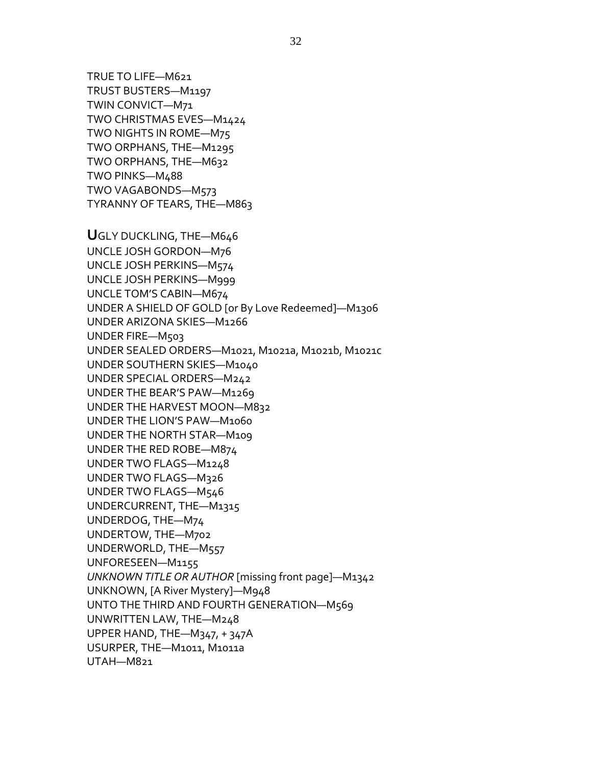TRUE TO LIFE—M621
TRUST BUSTERS—M1197
TWIN CONVICT—M71
TWO CHRISTMAS EVES—M1424
TWO NIGHTS IN ROME—M75
TWO ORPHANS, THE—M1295
TWO ORPHANS, THE—M632
TWO PINKS—M488
TWO VAGABONDS—M573
TYRANNY OF TEARS, THE—M863

**U**GLY DUCKLING, THE—M646
UNCLE JOSH GORDON—M76
UNCLE JOSH PERKINS—M574
UNCLE JOSH PERKINS—M999
UNCLE TOM'S CABIN—M674
UNDER A SHIELD OF GOLD [or By Love Redeemed]—M1306
UNDER ARIZONA SKIES—M1266
UNDER FIRE—M503
UNDER SEALED ORDERS—M1021, M1021a, M1021b, M1021c
UNDER SOUTHERN SKIES—M1040
UNDER SPECIAL ORDERS—M242
UNDER THE BEAR'S PAW—M1269
UNDER THE HARVEST MOON—M832
UNDER THE LION'S PAW—M1060
UNDER THE NORTH STAR—M109
UNDER THE RED ROBE—M874
UNDER TWO FLAGS—M1248
UNDER TWO FLAGS—M326
UNDER TWO FLAGS—M546
UNDERCURRENT, THE—M1315
UNDERDOG, THE—M74
UNDERTOW, THE—M702
UNDERWORLD, THE—M557
UNFORESEEN—M1155
*UNKNOWN TITLE OR AUTHOR* [missing front page]—M1342
UNKNOWN, [A River Mystery]—M948
UNTO THE THIRD AND FOURTH GENERATION—M569
UNWRITTEN LAW, THE—M248
UPPER HAND, THE—M347, + 347A
USURPER, THE—M1011, M1011a
UTAH—M821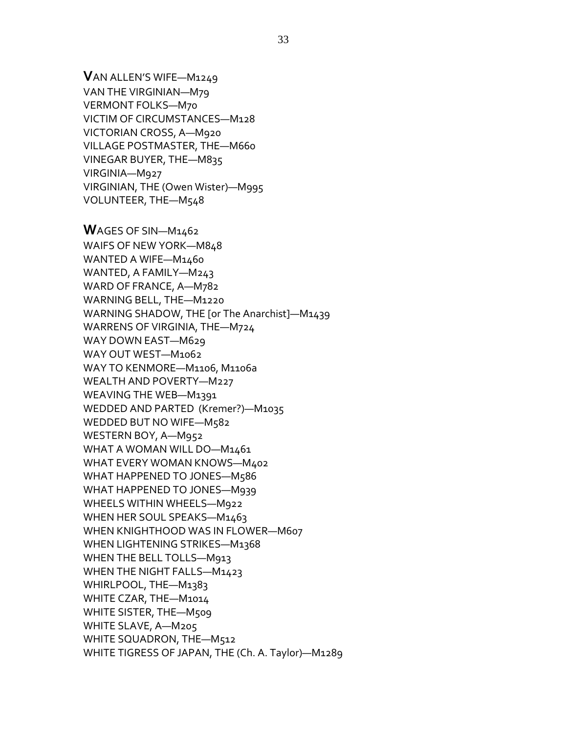**V**AN ALLEN'S WIFE—M1249
VAN THE VIRGINIAN—M79
VERMONT FOLKS—M70
VICTIM OF CIRCUMSTANCES—M128
VICTORIAN CROSS, A—M920
VILLAGE POSTMASTER, THE—M660
VINEGAR BUYER, THE—M835
VIRGINIA—M927
VIRGINIAN, THE (Owen Wister)—M995
VOLUNTEER, THE—M548

**W**AGES OF SIN—M1462
WAIFS OF NEW YORK—M848
WANTED A WIFE—M1460
WANTED, A FAMILY—M243
WARD OF FRANCE, A—M782
WARNING BELL, THE—M1220
WARNING SHADOW, THE [or The Anarchist]—M1439
WARRENS OF VIRGINIA, THE—M724
WAY DOWN EAST—M629
WAY OUT WEST—M1062
WAY TO KENMORE—M1106, M1106a
WEALTH AND POVERTY—M227
WEAVING THE WEB—M1391
WEDDED AND PARTED (Kremer?)—M1035
WEDDED BUT NO WIFE—M582
WESTERN BOY, A—M952
WHAT A WOMAN WILL DO—M1461
WHAT EVERY WOMAN KNOWS—M402
WHAT HAPPENED TO JONES—M586
WHAT HAPPENED TO JONES—M939
WHEELS WITHIN WHEELS—M922
WHEN HER SOUL SPEAKS—M1463
WHEN KNIGHTHOOD WAS IN FLOWER—M607
WHEN LIGHTENING STRIKES—M1368
WHEN THE BELL TOLLS—M913
WHEN THE NIGHT FALLS—M1423
WHIRLPOOL, THE—M1383
WHITE CZAR, THE—M1014
WHITE SISTER, THE—M509
WHITE SLAVE, A—M205
WHITE SQUADRON, THE—M512
WHITE TIGRESS OF JAPAN, THE (Ch. A. Taylor)—M1289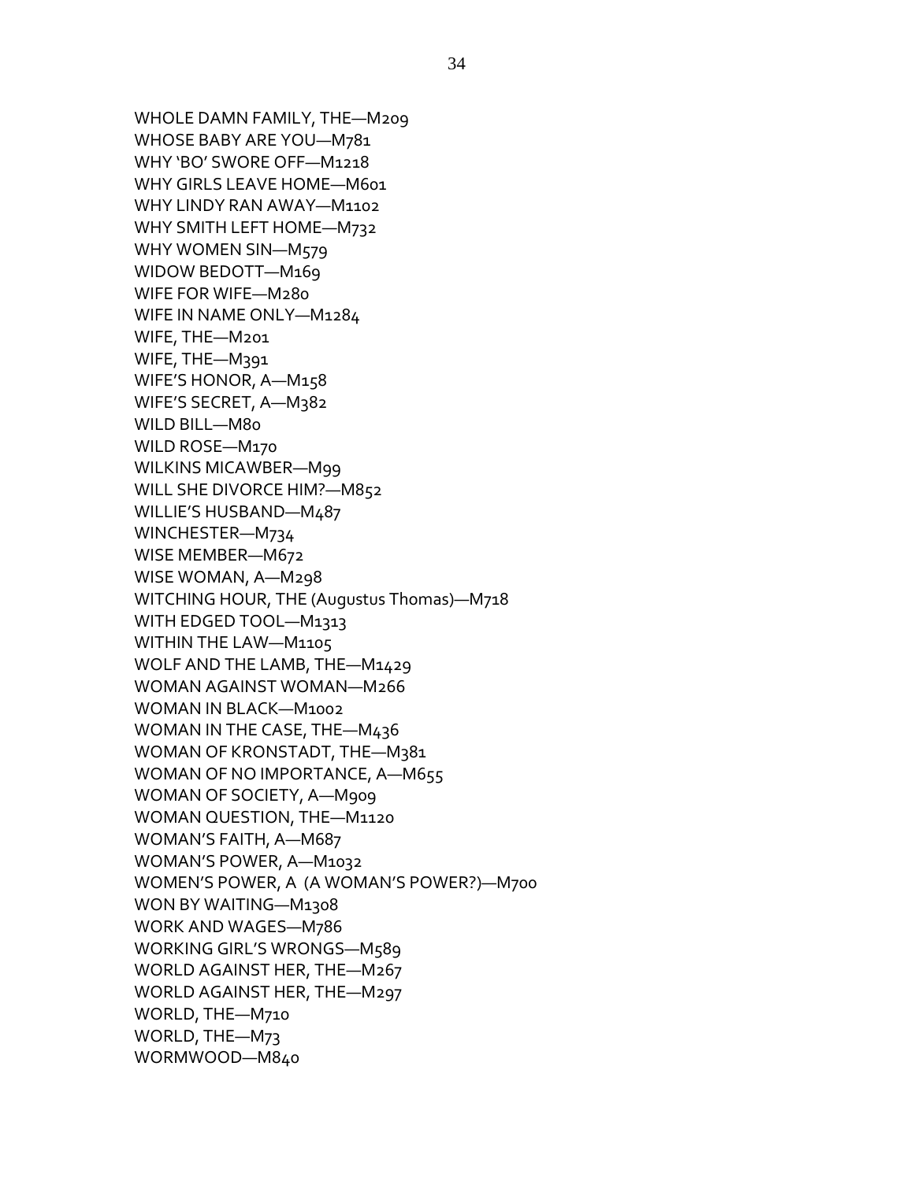WHOLE DAMN FAMILY, THE—M209
WHOSE BABY ARE YOU—M781
WHY 'BO' SWORE OFF—M1218
WHY GIRLS LEAVE HOME—M601
WHY LINDY RAN AWAY—M1102
WHY SMITH LEFT HOME—M732
WHY WOMEN SIN—M579
WIDOW BEDOTT—M169
WIFE FOR WIFE—M280
WIFE IN NAME ONLY—M1284
WIFE, THE—M201
WIFE, THE—M391
WIFE'S HONOR, A—M158
WIFE'S SECRET, A—M382
WILD BILL—M80
WILD ROSE—M170
WILKINS MICAWBER—M99
WILL SHE DIVORCE HIM?—M852
WILLIE'S HUSBAND—M487
WINCHESTER—M734
WISE MEMBER—M672
WISE WOMAN, A—M298
WITCHING HOUR, THE (Augustus Thomas)—M718
WITH EDGED TOOL—M1313
WITHIN THE LAW—M1105
WOLF AND THE LAMB, THE—M1429
WOMAN AGAINST WOMAN—M266
WOMAN IN BLACK—M1002
WOMAN IN THE CASE, THE—M436
WOMAN OF KRONSTADT, THE—M381
WOMAN OF NO IMPORTANCE, A—M655
WOMAN OF SOCIETY, A—M909
WOMAN QUESTION, THE—M1120
WOMAN'S FAITH, A—M687
WOMAN'S POWER, A—M1032
WOMEN'S POWER, A (A WOMAN'S POWER?)—M700
WON BY WAITING—M1308
WORK AND WAGES—M786
WORKING GIRL'S WRONGS—M589
WORLD AGAINST HER, THE—M267
WORLD AGAINST HER, THE—M297
WORLD, THE—M710
WORLD, THE—M73
WORMWOOD—M840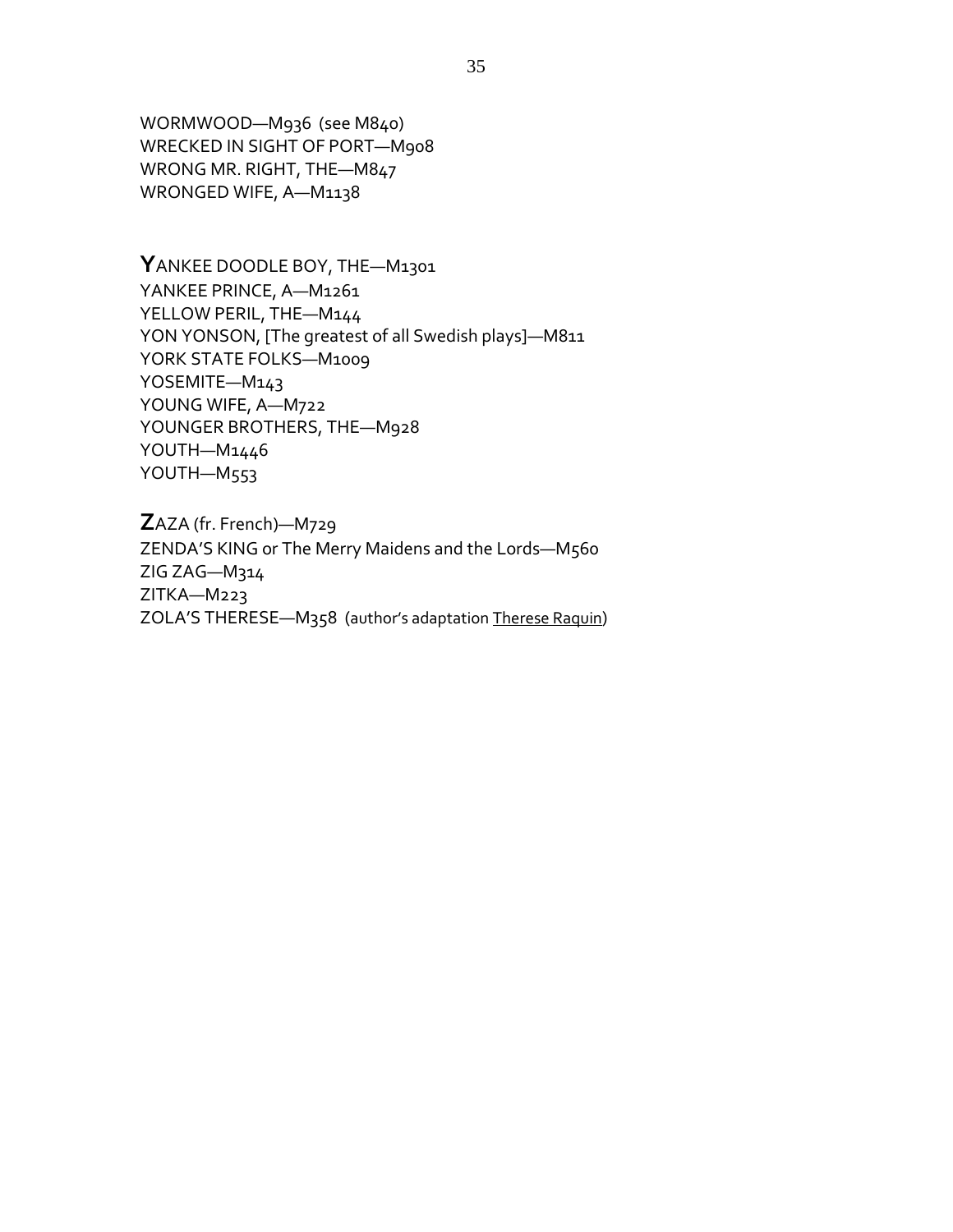WORMWOOD—M936 (see M840)
WRECKED IN SIGHT OF PORT—M908
WRONG MR. RIGHT, THE—M847
WRONGED WIFE, A—M1138

**Y**ANKEE DOODLE BOY, THE—M1301
YANKEE PRINCE, A—M1261
YELLOW PERIL, THE—M144
YON YONSON, [The greatest of all Swedish plays]—M811
YORK STATE FOLKS—M1009
YOSEMITE—M143
YOUNG WIFE, A—M722
YOUNGER BROTHERS, THE—M928
YOUTH—M1446
YOUTH—M553

**Z**AZA (fr. French)—M729
ZENDA'S KING or The Merry Maidens and the Lords—M560
ZIG ZAG—M314
ZITKA—M223
ZOLA'S THERESE—M358 (author's adaptation Therese Raquin)